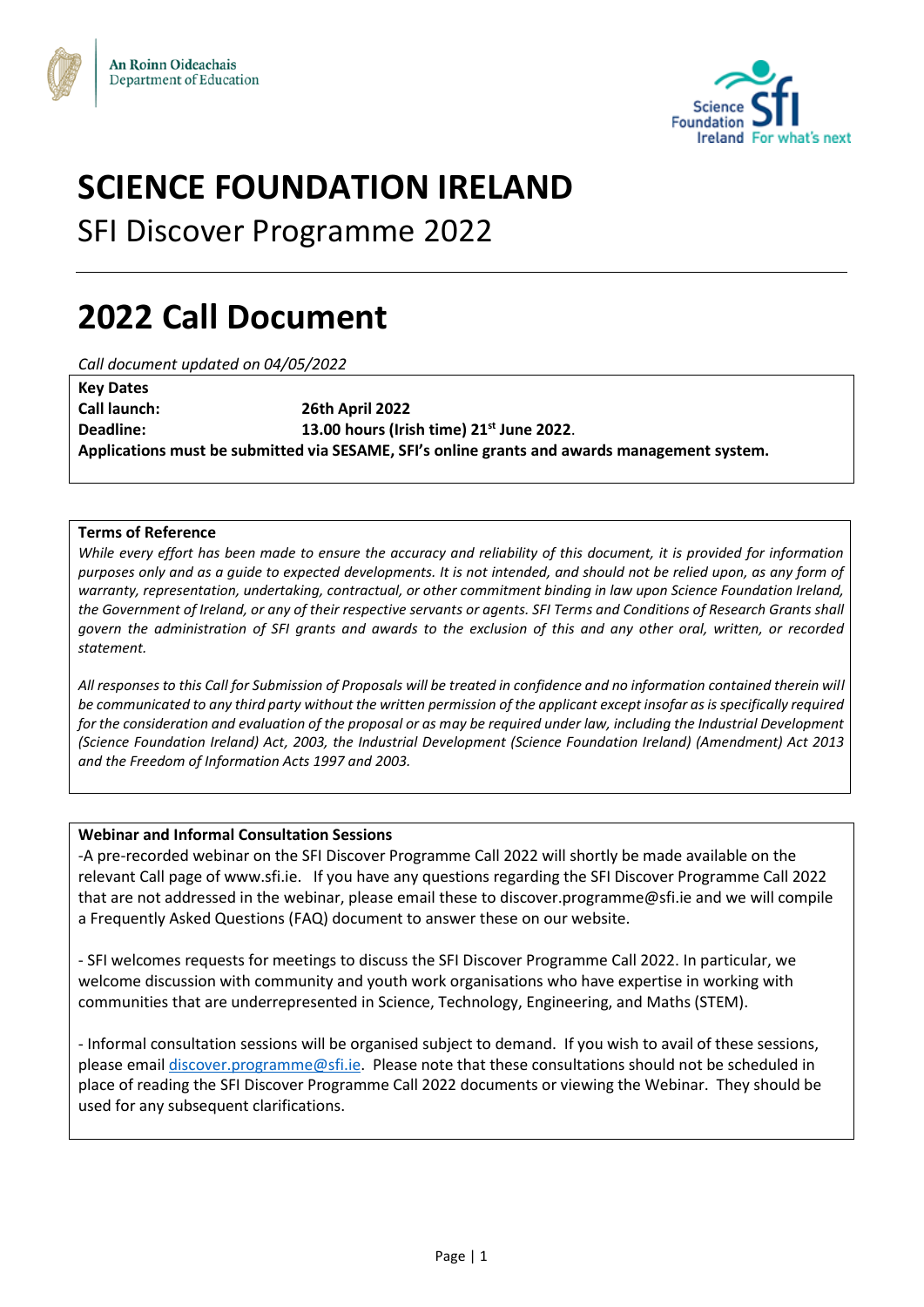An Roinn Oideachais
Department of Education

# SCIENCE FOUNDATION IRELAND

## SFI Discover Programme 2022

---

# 2022 Call Document

*Call document updated on 04/05/2022*

| **Key Dates** | |
|---|---|
| **Call launch:** | **26th April 2022** |
| **Deadline:** | **13.00 hours (Irish time) 21st June 2022**. |

**Applications must be submitted via SESAME, SFI's online grants and awards management system.**

**Terms of Reference**

*While every effort has been made to ensure the accuracy and reliability of this document, it is provided for information purposes only and as a guide to expected developments. It is not intended, and should not be relied upon, as any form of warranty, representation, undertaking, contractual, or other commitment binding in law upon Science Foundation Ireland, the Government of Ireland, or any of their respective servants or agents. SFI Terms and Conditions of Research Grants shall govern the administration of SFI grants and awards to the exclusion of this and any other oral, written, or recorded statement.*

*All responses to this Call for Submission of Proposals will be treated in confidence and no information contained therein will be communicated to any third party without the written permission of the applicant except insofar as is specifically required for the consideration and evaluation of the proposal or as may be required under law, including the Industrial Development (Science Foundation Ireland) Act, 2003, the Industrial Development (Science Foundation Ireland) (Amendment) Act 2013 and the Freedom of Information Acts 1997 and 2003.*

**Webinar and Informal Consultation Sessions**

-A pre-recorded webinar on the SFI Discover Programme Call 2022 will shortly be made available on the relevant Call page of www.sfi.ie. If you have any questions regarding the SFI Discover Programme Call 2022 that are not addressed in the webinar, please email these to discover.programme@sfi.ie and we will compile a Frequently Asked Questions (FAQ) document to answer these on our website.

- SFI welcomes requests for meetings to discuss the SFI Discover Programme Call 2022. In particular, we welcome discussion with community and youth work organisations who have expertise in working with communities that are underrepresented in Science, Technology, Engineering, and Maths (STEM).

- Informal consultation sessions will be organised subject to demand. If you wish to avail of these sessions, please email discover.programme@sfi.ie. Please note that these consultations should not be scheduled in place of reading the SFI Discover Programme Call 2022 documents or viewing the Webinar. They should be used for any subsequent clarifications.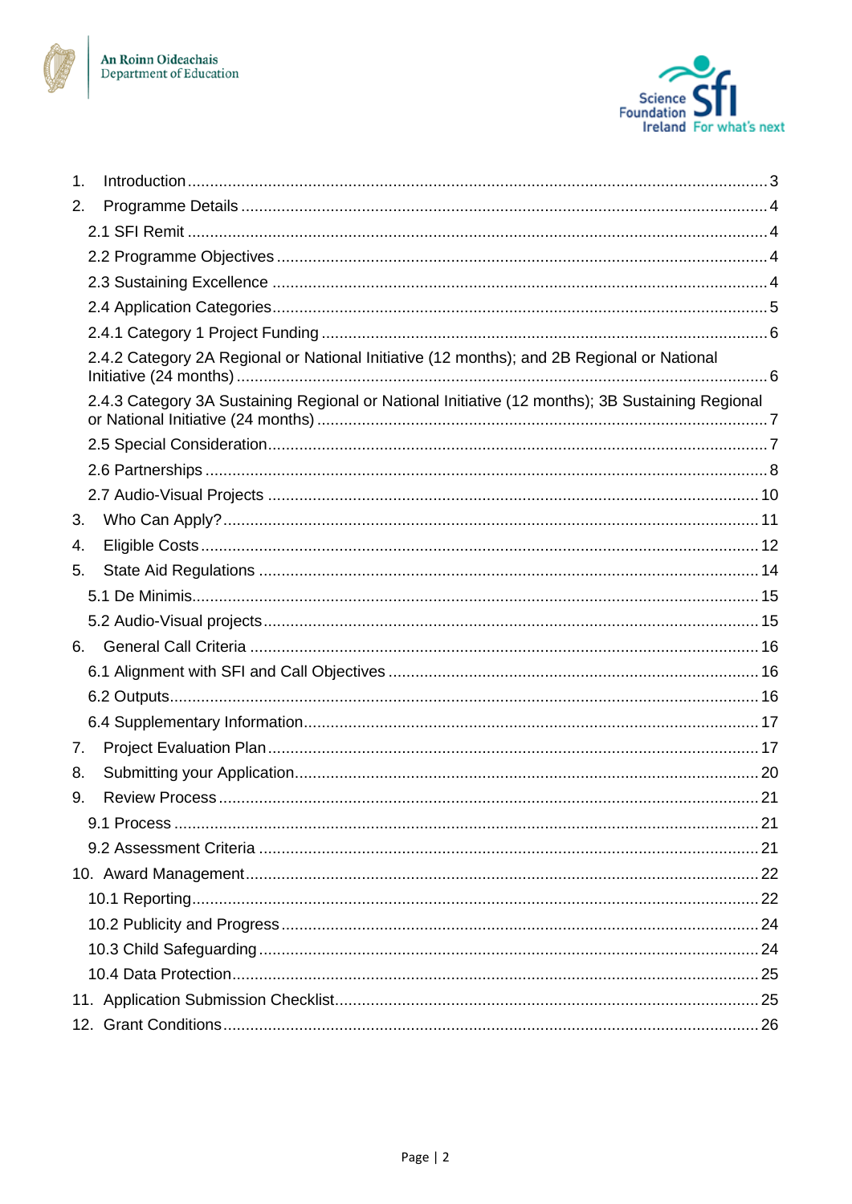1. Introduction .......... 3
2. Programme Details .......... 4
   - 2.1 SFI Remit .......... 4
   - 2.2 Programme Objectives .......... 4
   - 2.3 Sustaining Excellence .......... 4
   - 2.4 Application Categories .......... 5
   - 2.4.1 Category 1 Project Funding .......... 6
   - 2.4.2 Category 2A Regional or National Initiative (12 months); and 2B Regional or National Initiative (24 months) .......... 6
   - 2.4.3 Category 3A Sustaining Regional or National Initiative (12 months); 3B Sustaining Regional or National Initiative (24 months) .......... 7
   - 2.5 Special Consideration .......... 7
   - 2.6 Partnerships .......... 8
   - 2.7 Audio-Visual Projects .......... 10
3. Who Can Apply? .......... 11
4. Eligible Costs .......... 12
5. State Aid Regulations .......... 14
   - 5.1 De Minimis .......... 15
   - 5.2 Audio-Visual projects .......... 15
6. General Call Criteria .......... 16
   - 6.1 Alignment with SFI and Call Objectives .......... 16
   - 6.2 Outputs .......... 16
   - 6.4 Supplementary Information .......... 17
7. Project Evaluation Plan .......... 17
8. Submitting your Application .......... 20
9. Review Process .......... 21
   - 9.1 Process .......... 21
   - 9.2 Assessment Criteria .......... 21
10. Award Management .......... 22
    - 10.1 Reporting .......... 22
    - 10.2 Publicity and Progress .......... 24
    - 10.3 Child Safeguarding .......... 24
    - 10.4 Data Protection .......... 25
11. Application Submission Checklist .......... 25
12. Grant Conditions .......... 26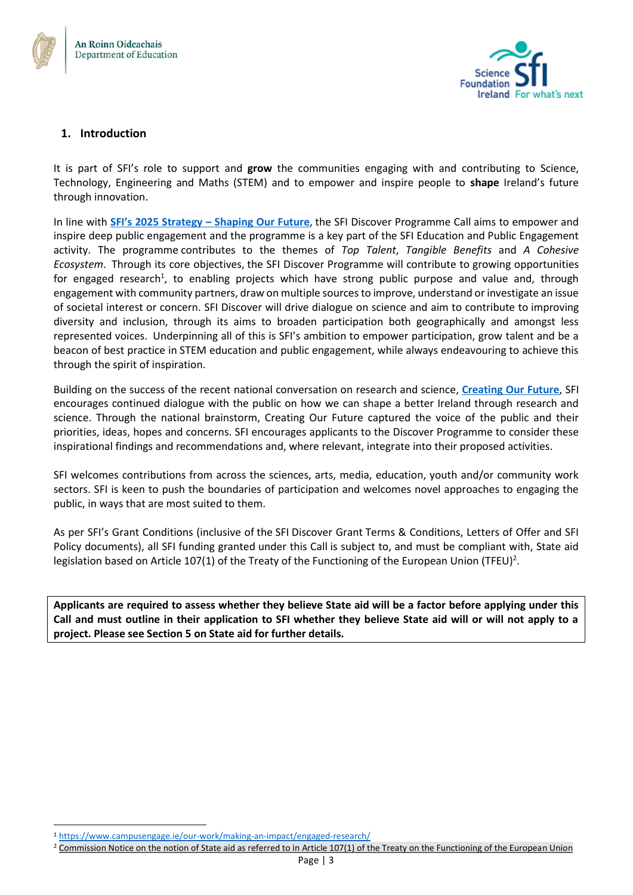## 1. Introduction

It is part of SFI's role to support and **grow** the communities engaging with and contributing to Science, Technology, Engineering and Maths (STEM) and to empower and inspire people to **shape** Ireland's future through innovation.

In line with [**SFI's 2025 Strategy – Shaping Our Future**](), the SFI Discover Programme Call aims to empower and inspire deep public engagement and the programme is a key part of the SFI Education and Public Engagement activity. The programme contributes to the themes of *Top Talent*, *Tangible Benefits* and *A Cohesive Ecosystem*. Through its core objectives, the SFI Discover Programme will contribute to growing opportunities for engaged research[1], to enabling projects which have strong public purpose and value and, through engagement with community partners, draw on multiple sources to improve, understand or investigate an issue of societal interest or concern. SFI Discover will drive dialogue on science and aim to contribute to improving diversity and inclusion, through its aims to broaden participation both geographically and amongst less represented voices. Underpinning all of this is SFI's ambition to empower participation, grow talent and be a beacon of best practice in STEM education and public engagement, while always endeavouring to achieve this through the spirit of inspiration.

Building on the success of the recent national conversation on research and science, [**Creating Our Future**](), SFI encourages continued dialogue with the public on how we can shape a better Ireland through research and science. Through the national brainstorm, Creating Our Future captured the voice of the public and their priorities, ideas, hopes and concerns. SFI encourages applicants to the Discover Programme to consider these inspirational findings and recommendations and, where relevant, integrate into their proposed activities.

SFI welcomes contributions from across the sciences, arts, media, education, youth and/or community work sectors. SFI is keen to push the boundaries of participation and welcomes novel approaches to engaging the public, in ways that are most suited to them.

As per SFI's Grant Conditions (inclusive of the SFI Discover Grant Terms & Conditions, Letters of Offer and SFI Policy documents), all SFI funding granted under this Call is subject to, and must be compliant with, State aid legislation based on Article 107(1) of the Treaty of the Functioning of the European Union (TFEU)[2].

| **Applicants are required to assess whether they believe State aid will be a factor before applying under this Call and must outline in their application to SFI whether they believe State aid will or will not apply to a project. Please see Section 5 on State aid for further details.** |
|---|

---

[1] https://www.campusengage.ie/our-work/making-an-impact/engaged-research/

[2] Commission Notice on the notion of State aid as referred to in Article 107(1) of the Treaty on the Functioning of the European Union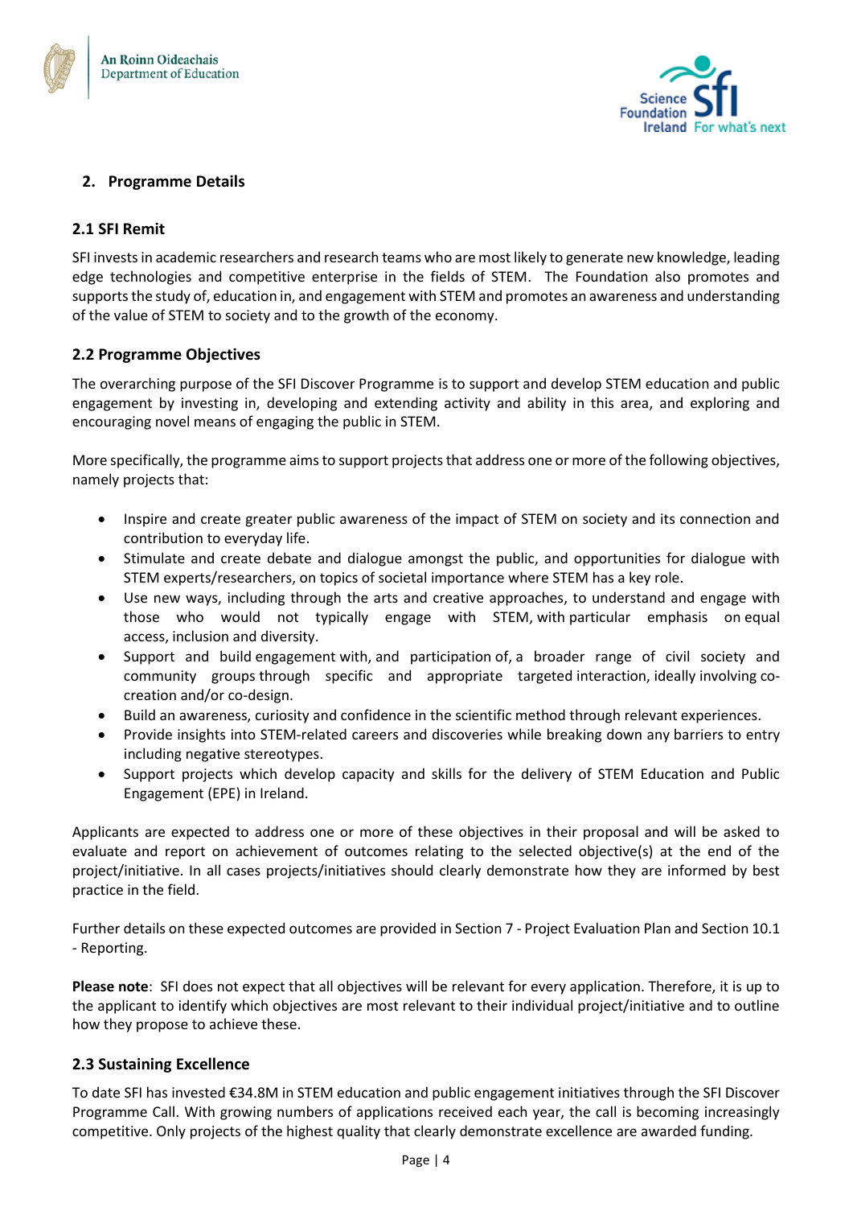## 2. Programme Details

### 2.1 SFI Remit

SFI invests in academic researchers and research teams who are most likely to generate new knowledge, leading edge technologies and competitive enterprise in the fields of STEM. The Foundation also promotes and supports the study of, education in, and engagement with STEM and promotes an awareness and understanding of the value of STEM to society and to the growth of the economy.

### 2.2 Programme Objectives

The overarching purpose of the SFI Discover Programme is to support and develop STEM education and public engagement by investing in, developing and extending activity and ability in this area, and exploring and encouraging novel means of engaging the public in STEM.

More specifically, the programme aims to support projects that address one or more of the following objectives, namely projects that:

- Inspire and create greater public awareness of the impact of STEM on society and its connection and contribution to everyday life.
- Stimulate and create debate and dialogue amongst the public, and opportunities for dialogue with STEM experts/researchers, on topics of societal importance where STEM has a key role.
- Use new ways, including through the arts and creative approaches, to understand and engage with those who would not typically engage with STEM, with particular emphasis on equal access, inclusion and diversity.
- Support and build engagement with, and participation of, a broader range of civil society and community groups through specific and appropriate targeted interaction, ideally involving co-creation and/or co-design.
- Build an awareness, curiosity and confidence in the scientific method through relevant experiences.
- Provide insights into STEM-related careers and discoveries while breaking down any barriers to entry including negative stereotypes.
- Support projects which develop capacity and skills for the delivery of STEM Education and Public Engagement (EPE) in Ireland.

Applicants are expected to address one or more of these objectives in their proposal and will be asked to evaluate and report on achievement of outcomes relating to the selected objective(s) at the end of the project/initiative. In all cases projects/initiatives should clearly demonstrate how they are informed by best practice in the field.

Further details on these expected outcomes are provided in Section 7 - Project Evaluation Plan and Section 10.1 - Reporting.

**Please note**: SFI does not expect that all objectives will be relevant for every application. Therefore, it is up to the applicant to identify which objectives are most relevant to their individual project/initiative and to outline how they propose to achieve these.

### 2.3 Sustaining Excellence

To date SFI has invested €34.8M in STEM education and public engagement initiatives through the SFI Discover Programme Call. With growing numbers of applications received each year, the call is becoming increasingly competitive. Only projects of the highest quality that clearly demonstrate excellence are awarded funding.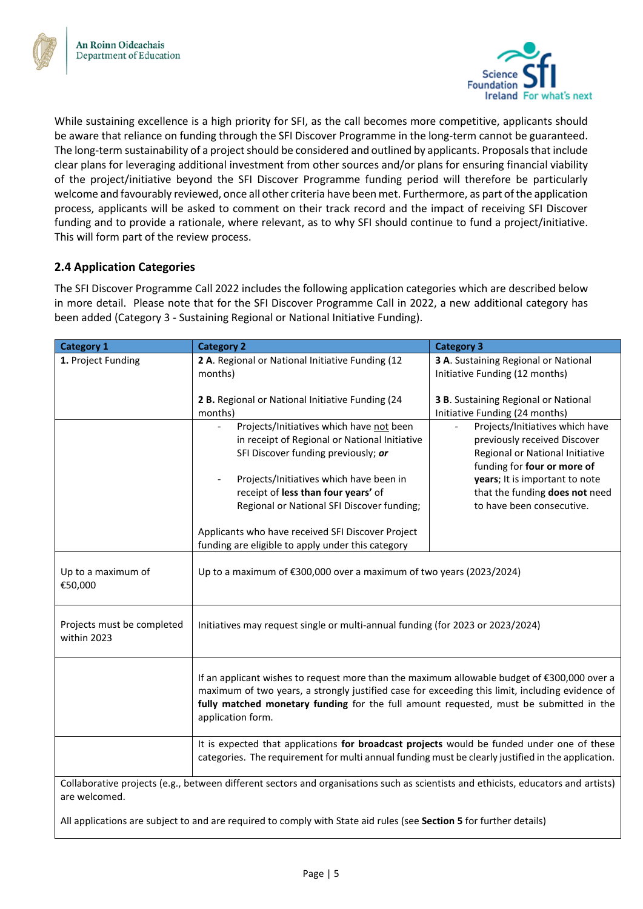While sustaining excellence is a high priority for SFI, as the call becomes more competitive, applicants should be aware that reliance on funding through the SFI Discover Programme in the long-term cannot be guaranteed. The long-term sustainability of a project should be considered and outlined by applicants. Proposals that include clear plans for leveraging additional investment from other sources and/or plans for ensuring financial viability of the project/initiative beyond the SFI Discover Programme funding period will therefore be particularly welcome and favourably reviewed, once all other criteria have been met. Furthermore, as part of the application process, applicants will be asked to comment on their track record and the impact of receiving SFI Discover funding and to provide a rationale, where relevant, as to why SFI should continue to fund a project/initiative. This will form part of the review process.

### 2.4 Application Categories

The SFI Discover Programme Call 2022 includes the following application categories which are described below in more detail. Please note that for the SFI Discover Programme Call in 2022, a new additional category has been added (Category 3 - Sustaining Regional or National Initiative Funding).

| Category 1 | Category 2 | Category 3 |
|---|---|---|
| **1.** Project Funding | **2 A**. Regional or National Initiative Funding (12 months)<br><br>**2 B.** Regional or National Initiative Funding (24 months) | **3 A**. Sustaining Regional or National Initiative Funding (12 months)<br><br>**3 B**. Sustaining Regional or National Initiative Funding (24 months) |
| | - Projects/Initiatives which have not been in receipt of Regional or National Initiative SFI Discover funding previously; ***or***<br><br>- Projects/Initiatives which have been in receipt of **less than four years'** of Regional or National SFI Discover funding;<br><br>Applicants who have received SFI Discover Project funding are eligible to apply under this category | - Projects/Initiatives which have previously received Discover Regional or National Initiative funding for **four or more of years**; It is important to note that the funding **does not** need to have been consecutive. |
| Up to a maximum of €50,000 | Up to a maximum of €300,000 over a maximum of two years (2023/2024) | |
| Projects must be completed within 2023 | Initiatives may request single or multi-annual funding (for 2023 or 2023/2024) | |
| | If an applicant wishes to request more than the maximum allowable budget of €300,000 over a maximum of two years, a strongly justified case for exceeding this limit, including evidence of **fully matched monetary funding** for the full amount requested, must be submitted in the application form. | |
| | It is expected that applications **for broadcast projects** would be funded under one of these categories. The requirement for multi annual funding must be clearly justified in the application. | |
| Collaborative projects (e.g., between different sectors and organisations such as scientists and ethicists, educators and artists) are welcomed.<br><br>All applications are subject to and are required to comply with State aid rules (see **Section 5** for further details) | | |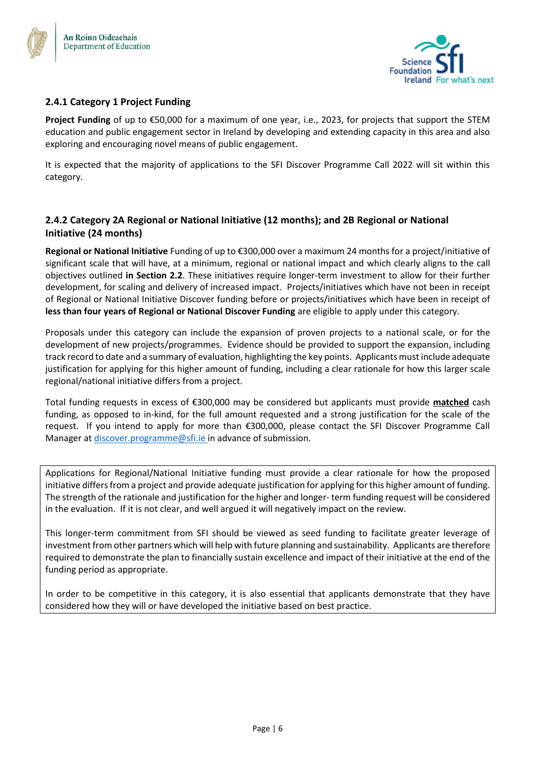### 2.4.1 Category 1 Project Funding

**Project Funding** of up to €50,000 for a maximum of one year, i.e., 2023, for projects that support the STEM education and public engagement sector in Ireland by developing and extending capacity in this area and also exploring and encouraging novel means of public engagement.

It is expected that the majority of applications to the SFI Discover Programme Call 2022 will sit within this category.

### 2.4.2 Category 2A Regional or National Initiative (12 months); and 2B Regional or National Initiative (24 months)

**Regional or National Initiative** Funding of up to €300,000 over a maximum 24 months for a project/initiative of significant scale that will have, at a minimum, regional or national impact and which clearly aligns to the call objectives outlined **in Section 2.2**. These initiatives require longer-term investment to allow for their further development, for scaling and delivery of increased impact. Projects/initiatives which have not been in receipt of Regional or National Initiative Discover funding before or projects/initiatives which have been in receipt of **less than four years of Regional or National Discover Funding** are eligible to apply under this category.

Proposals under this category can include the expansion of proven projects to a national scale, or for the development of new projects/programmes. Evidence should be provided to support the expansion, including track record to date and a summary of evaluation, highlighting the key points. Applicants must include adequate justification for applying for this higher amount of funding, including a clear rationale for how this larger scale regional/national initiative differs from a project.

Total funding requests in excess of €300,000 may be considered but applicants must provide **matched** cash funding, as opposed to in-kind, for the full amount requested and a strong justification for the scale of the request. If you intend to apply for more than €300,000, please contact the SFI Discover Programme Call Manager at discover.programme@sfi.ie in advance of submission.

Applications for Regional/National Initiative funding must provide a clear rationale for how the proposed initiative differs from a project and provide adequate justification for applying for this higher amount of funding. The strength of the rationale and justification for the higher and longer- term funding request will be considered in the evaluation. If it is not clear, and well argued it will negatively impact on the review.

This longer-term commitment from SFI should be viewed as seed funding to facilitate greater leverage of investment from other partners which will help with future planning and sustainability. Applicants are therefore required to demonstrate the plan to financially sustain excellence and impact of their initiative at the end of the funding period as appropriate.

In order to be competitive in this category, it is also essential that applicants demonstrate that they have considered how they will or have developed the initiative based on best practice.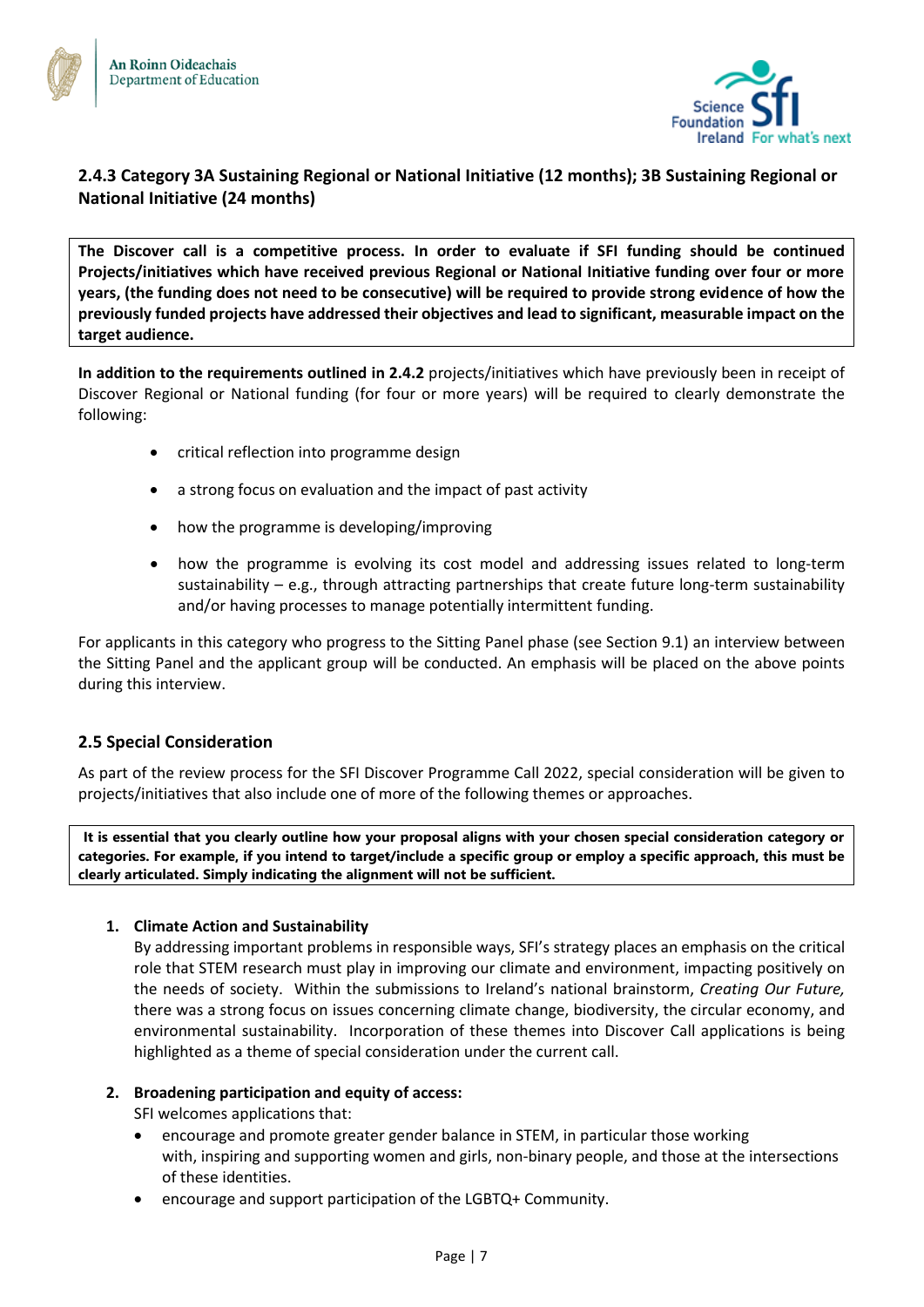### 2.4.3 Category 3A Sustaining Regional or National Initiative (12 months); 3B Sustaining Regional or National Initiative (24 months)

**The Discover call is a competitive process. In order to evaluate if SFI funding should be continued Projects/initiatives which have received previous Regional or National Initiative funding over four or more years, (the funding does not need to be consecutive) will be required to provide strong evidence of how the previously funded projects have addressed their objectives and lead to significant, measurable impact on the target audience.**

**In addition to the requirements outlined in 2.4.2** projects/initiatives which have previously been in receipt of Discover Regional or National funding (for four or more years) will be required to clearly demonstrate the following:

- critical reflection into programme design
- a strong focus on evaluation and the impact of past activity
- how the programme is developing/improving
- how the programme is evolving its cost model and addressing issues related to long-term sustainability – e.g., through attracting partnerships that create future long-term sustainability and/or having processes to manage potentially intermittent funding.

For applicants in this category who progress to the Sitting Panel phase (see Section 9.1) an interview between the Sitting Panel and the applicant group will be conducted. An emphasis will be placed on the above points during this interview.

### 2.5 Special Consideration

As part of the review process for the SFI Discover Programme Call 2022, special consideration will be given to projects/initiatives that also include one of more of the following themes or approaches.

**It is essential that you clearly outline how your proposal aligns with your chosen special consideration category or categories. For example, if you intend to target/include a specific group or employ a specific approach, this must be clearly articulated. Simply indicating the alignment will not be sufficient.**

1. **Climate Action and Sustainability**
   By addressing important problems in responsible ways, SFI's strategy places an emphasis on the critical role that STEM research must play in improving our climate and environment, impacting positively on the needs of society. Within the submissions to Ireland's national brainstorm, *Creating Our Future,* there was a strong focus on issues concerning climate change, biodiversity, the circular economy, and environmental sustainability. Incorporation of these themes into Discover Call applications is being highlighted as a theme of special consideration under the current call.

2. **Broadening participation and equity of access:**
   SFI welcomes applications that:
   - encourage and promote greater gender balance in STEM, in particular those working with, inspiring and supporting women and girls, non-binary people, and those at the intersections of these identities.
   - encourage and support participation of the LGBTQ+ Community.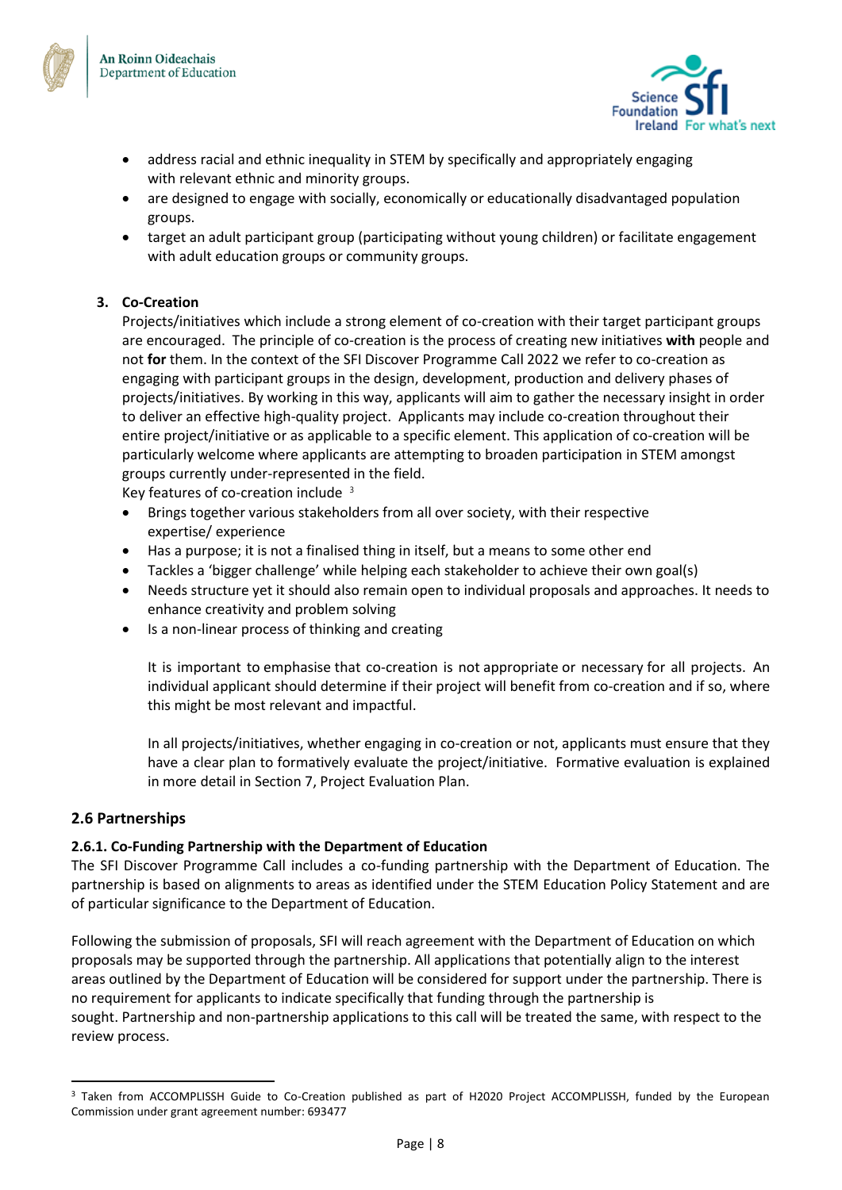- address racial and ethnic inequality in STEM by specifically and appropriately engaging with relevant ethnic and minority groups.
- are designed to engage with socially, economically or educationally disadvantaged population groups.
- target an adult participant group (participating without young children) or facilitate engagement with adult education groups or community groups.

3. **Co-Creation**

Projects/initiatives which include a strong element of co-creation with their target participant groups are encouraged. The principle of co-creation is the process of creating new initiatives **with** people and not **for** them. In the context of the SFI Discover Programme Call 2022 we refer to co-creation as engaging with participant groups in the design, development, production and delivery phases of projects/initiatives. By working in this way, applicants will aim to gather the necessary insight in order to deliver an effective high-quality project. Applicants may include co-creation throughout their entire project/initiative or as applicable to a specific element. This application of co-creation will be particularly welcome where applicants are attempting to broaden participation in STEM amongst groups currently under-represented in the field.

Key features of co-creation include [3]

- Brings together various stakeholders from all over society, with their respective expertise/ experience
- Has a purpose; it is not a finalised thing in itself, but a means to some other end
- Tackles a 'bigger challenge' while helping each stakeholder to achieve their own goal(s)
- Needs structure yet it should also remain open to individual proposals and approaches. It needs to enhance creativity and problem solving
- Is a non-linear process of thinking and creating

It is important to emphasise that co-creation is not appropriate or necessary for all projects. An individual applicant should determine if their project will benefit from co-creation and if so, where this might be most relevant and impactful.

In all projects/initiatives, whether engaging in co-creation or not, applicants must ensure that they have a clear plan to formatively evaluate the project/initiative. Formative evaluation is explained in more detail in Section 7, Project Evaluation Plan.

## 2.6 Partnerships

### 2.6.1. Co-Funding Partnership with the Department of Education

The SFI Discover Programme Call includes a co-funding partnership with the Department of Education. The partnership is based on alignments to areas as identified under the STEM Education Policy Statement and are of particular significance to the Department of Education.

Following the submission of proposals, SFI will reach agreement with the Department of Education on which proposals may be supported through the partnership. All applications that potentially align to the interest areas outlined by the Department of Education will be considered for support under the partnership. There is no requirement for applicants to indicate specifically that funding through the partnership is sought. Partnership and non-partnership applications to this call will be treated the same, with respect to the review process.

[3] Taken from ACCOMPLISSH Guide to Co-Creation published as part of H2020 Project ACCOMPLISSH, funded by the European Commission under grant agreement number: 693477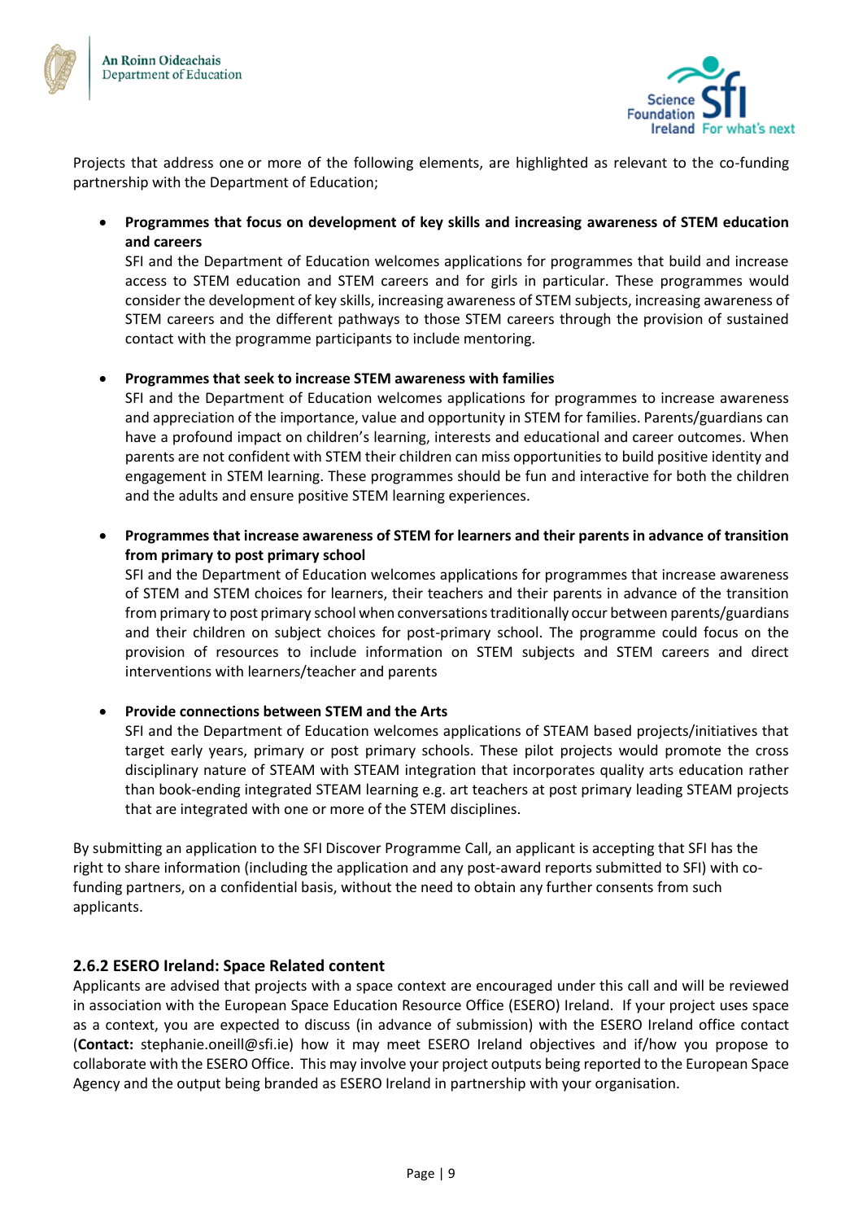Projects that address one or more of the following elements, are highlighted as relevant to the co-funding partnership with the Department of Education;

- **Programmes that focus on development of key skills and increasing awareness of STEM education and careers**
  SFI and the Department of Education welcomes applications for programmes that build and increase access to STEM education and STEM careers and for girls in particular. These programmes would consider the development of key skills, increasing awareness of STEM subjects, increasing awareness of STEM careers and the different pathways to those STEM careers through the provision of sustained contact with the programme participants to include mentoring.

- **Programmes that seek to increase STEM awareness with families**
  SFI and the Department of Education welcomes applications for programmes to increase awareness and appreciation of the importance, value and opportunity in STEM for families. Parents/guardians can have a profound impact on children's learning, interests and educational and career outcomes. When parents are not confident with STEM their children can miss opportunities to build positive identity and engagement in STEM learning. These programmes should be fun and interactive for both the children and the adults and ensure positive STEM learning experiences.

- **Programmes that increase awareness of STEM for learners and their parents in advance of transition from primary to post primary school**
  SFI and the Department of Education welcomes applications for programmes that increase awareness of STEM and STEM choices for learners, their teachers and their parents in advance of the transition from primary to post primary school when conversations traditionally occur between parents/guardians and their children on subject choices for post-primary school. The programme could focus on the provision of resources to include information on STEM subjects and STEM careers and direct interventions with learners/teacher and parents

- **Provide connections between STEM and the Arts**
  SFI and the Department of Education welcomes applications of STEAM based projects/initiatives that target early years, primary or post primary schools. These pilot projects would promote the cross disciplinary nature of STEAM with STEAM integration that incorporates quality arts education rather than book-ending integrated STEAM learning e.g. art teachers at post primary leading STEAM projects that are integrated with one or more of the STEM disciplines.

By submitting an application to the SFI Discover Programme Call, an applicant is accepting that SFI has the right to share information (including the application and any post-award reports submitted to SFI) with co-funding partners, on a confidential basis, without the need to obtain any further consents from such applicants.

### 2.6.2 ESERO Ireland: Space Related content

Applicants are advised that projects with a space context are encouraged under this call and will be reviewed in association with the European Space Education Resource Office (ESERO) Ireland. If your project uses space as a context, you are expected to discuss (in advance of submission) with the ESERO Ireland office contact (**Contact:** stephanie.oneill@sfi.ie) how it may meet ESERO Ireland objectives and if/how you propose to collaborate with the ESERO Office. This may involve your project outputs being reported to the European Space Agency and the output being branded as ESERO Ireland in partnership with your organisation.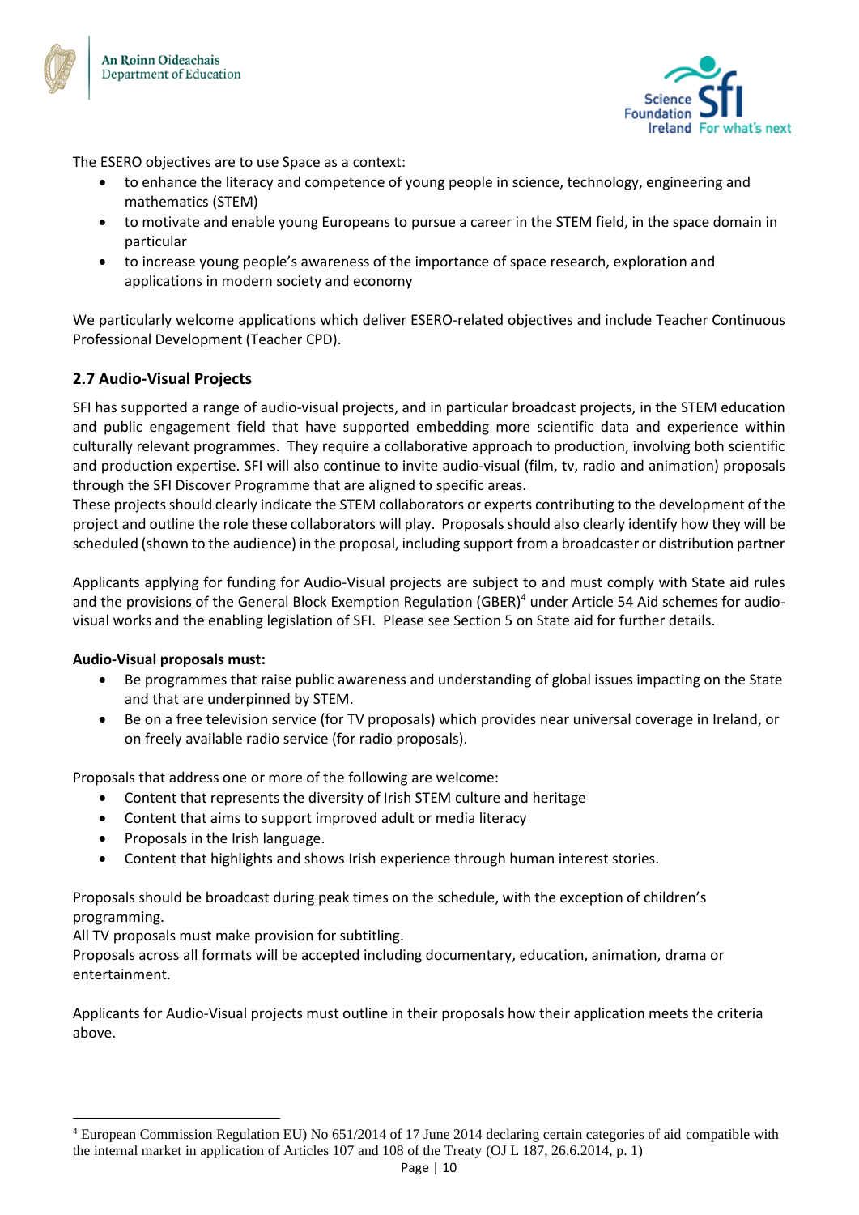The ESERO objectives are to use Space as a context:

- to enhance the literacy and competence of young people in science, technology, engineering and mathematics (STEM)
- to motivate and enable young Europeans to pursue a career in the STEM field, in the space domain in particular
- to increase young people's awareness of the importance of space research, exploration and applications in modern society and economy

We particularly welcome applications which deliver ESERO-related objectives and include Teacher Continuous Professional Development (Teacher CPD).

### 2.7 Audio-Visual Projects

SFI has supported a range of audio-visual projects, and in particular broadcast projects, in the STEM education and public engagement field that have supported embedding more scientific data and experience within culturally relevant programmes. They require a collaborative approach to production, involving both scientific and production expertise. SFI will also continue to invite audio-visual (film, tv, radio and animation) proposals through the SFI Discover Programme that are aligned to specific areas.

These projects should clearly indicate the STEM collaborators or experts contributing to the development of the project and outline the role these collaborators will play. Proposals should also clearly identify how they will be scheduled (shown to the audience) in the proposal, including support from a broadcaster or distribution partner

Applicants applying for funding for Audio-Visual projects are subject to and must comply with State aid rules and the provisions of the General Block Exemption Regulation (GBER)[4] under Article 54 Aid schemes for audio-visual works and the enabling legislation of SFI. Please see Section 5 on State aid for further details.

**Audio-Visual proposals must:**

- Be programmes that raise public awareness and understanding of global issues impacting on the State and that are underpinned by STEM.
- Be on a free television service (for TV proposals) which provides near universal coverage in Ireland, or on freely available radio service (for radio proposals).

Proposals that address one or more of the following are welcome:

- Content that represents the diversity of Irish STEM culture and heritage
- Content that aims to support improved adult or media literacy
- Proposals in the Irish language.
- Content that highlights and shows Irish experience through human interest stories.

Proposals should be broadcast during peak times on the schedule, with the exception of children's programming.

All TV proposals must make provision for subtitling.

Proposals across all formats will be accepted including documentary, education, animation, drama or entertainment.

Applicants for Audio-Visual projects must outline in their proposals how their application meets the criteria above.

[4] European Commission Regulation EU) No 651/2014 of 17 June 2014 declaring certain categories of aid compatible with the internal market in application of Articles 107 and 108 of the Treaty (OJ L 187, 26.6.2014, p. 1)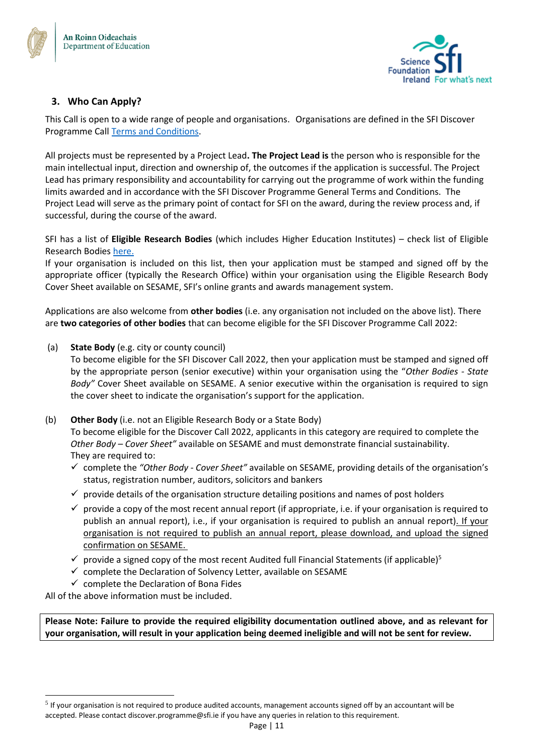## 3. Who Can Apply?

This Call is open to a wide range of people and organisations. Organisations are defined in the SFI Discover Programme Call [Terms and Conditions](#).

All projects must be represented by a Project Lead**. The Project Lead is** the person who is responsible for the main intellectual input, direction and ownership of, the outcomes if the application is successful. The Project Lead has primary responsibility and accountability for carrying out the programme of work within the funding limits awarded and in accordance with the SFI Discover Programme General Terms and Conditions. The Project Lead will serve as the primary point of contact for SFI on the award, during the review process and, if successful, during the course of the award.

SFI has a list of **Eligible Research Bodies** (which includes Higher Education Institutes) – check list of Eligible Research Bodies [here.](#)

If your organisation is included on this list, then your application must be stamped and signed off by the appropriate officer (typically the Research Office) within your organisation using the Eligible Research Body Cover Sheet available on SESAME, SFI's online grants and awards management system.

Applications are also welcome from **other bodies** (i.e. any organisation not included on the above list). There are **two categories of other bodies** that can become eligible for the SFI Discover Programme Call 2022:

(a) **State Body** (e.g. city or county council)
To become eligible for the SFI Discover Call 2022, then your application must be stamped and signed off by the appropriate person (senior executive) within your organisation using the "*Other Bodies - State Body"* Cover Sheet available on SESAME. A senior executive within the organisation is required to sign the cover sheet to indicate the organisation's support for the application.

(b) **Other Body** (i.e. not an Eligible Research Body or a State Body)
To become eligible for the Discover Call 2022, applicants in this category are required to complete the *Other Body – Cover Sheet"* available on SESAME and must demonstrate financial sustainability.
They are required to:
- ✓ complete the *"Other Body - Cover Sheet"* available on SESAME, providing details of the organisation's status, registration number, auditors, solicitors and bankers
- ✓ provide details of the organisation structure detailing positions and names of post holders
- ✓ provide a copy of the most recent annual report (if appropriate, i.e. if your organisation is required to publish an annual report), i.e., if your organisation is required to publish an annual report)<u>. If your organisation is not required to publish an annual report, please download, and upload the signed confirmation on SESAME.</u>
- ✓ provide a signed copy of the most recent Audited full Financial Statements (if applicable)[5]
- ✓ complete the Declaration of Solvency Letter, available on SESAME
- ✓ complete the Declaration of Bona Fides

All of the above information must be included.

**Please Note: Failure to provide the required eligibility documentation outlined above, and as relevant for your organisation, will result in your application being deemed ineligible and will not be sent for review.**

---

[5] If your organisation is not required to produce audited accounts, management accounts signed off by an accountant will be accepted. Please contact discover.programme@sfi.ie if you have any queries in relation to this requirement.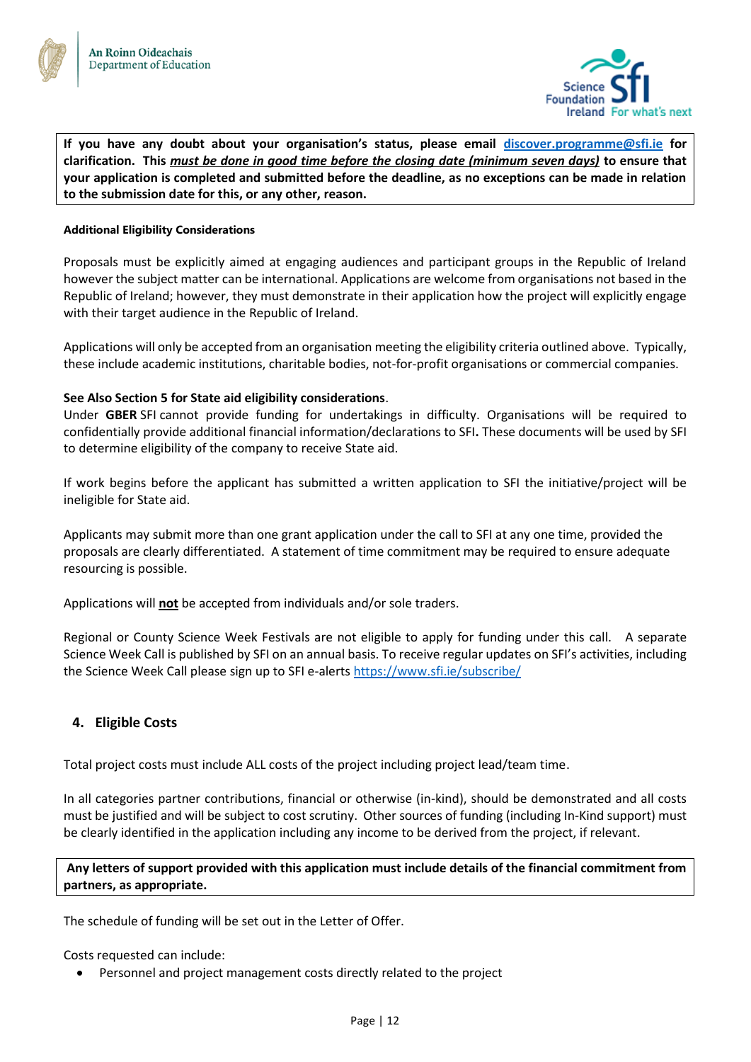**If you have any doubt about your organisation's status, please email [discover.programme@sfi.ie](mailto:discover.programme@sfi.ie) for clarification. This *must be done in good time before the closing date (minimum seven days)* to ensure that your application is completed and submitted before the deadline, as no exceptions can be made in relation to the submission date for this, or any other, reason.**

#### Additional Eligibility Considerations

Proposals must be explicitly aimed at engaging audiences and participant groups in the Republic of Ireland however the subject matter can be international. Applications are welcome from organisations not based in the Republic of Ireland; however, they must demonstrate in their application how the project will explicitly engage with their target audience in the Republic of Ireland.

Applications will only be accepted from an organisation meeting the eligibility criteria outlined above. Typically, these include academic institutions, charitable bodies, not-for-profit organisations or commercial companies.

**See Also Section 5 for State aid eligibility considerations**.
Under **GBER** SFI cannot provide funding for undertakings in difficulty. Organisations will be required to confidentially provide additional financial information/declarations to SFI**.** These documents will be used by SFI to determine eligibility of the company to receive State aid.

If work begins before the applicant has submitted a written application to SFI the initiative/project will be ineligible for State aid.

Applicants may submit more than one grant application under the call to SFI at any one time, provided the proposals are clearly differentiated. A statement of time commitment may be required to ensure adequate resourcing is possible.

Applications will **not** be accepted from individuals and/or sole traders.

Regional or County Science Week Festivals are not eligible to apply for funding under this call. A separate Science Week Call is published by SFI on an annual basis. To receive regular updates on SFI's activities, including the Science Week Call please sign up to SFI e-alerts https://www.sfi.ie/subscribe/

## 4. Eligible Costs

Total project costs must include ALL costs of the project including project lead/team time.

In all categories partner contributions, financial or otherwise (in-kind), should be demonstrated and all costs must be justified and will be subject to cost scrutiny. Other sources of funding (including In-Kind support) must be clearly identified in the application including any income to be derived from the project, if relevant.

**Any letters of support provided with this application must include details of the financial commitment from partners, as appropriate.**

The schedule of funding will be set out in the Letter of Offer.

Costs requested can include:

- Personnel and project management costs directly related to the project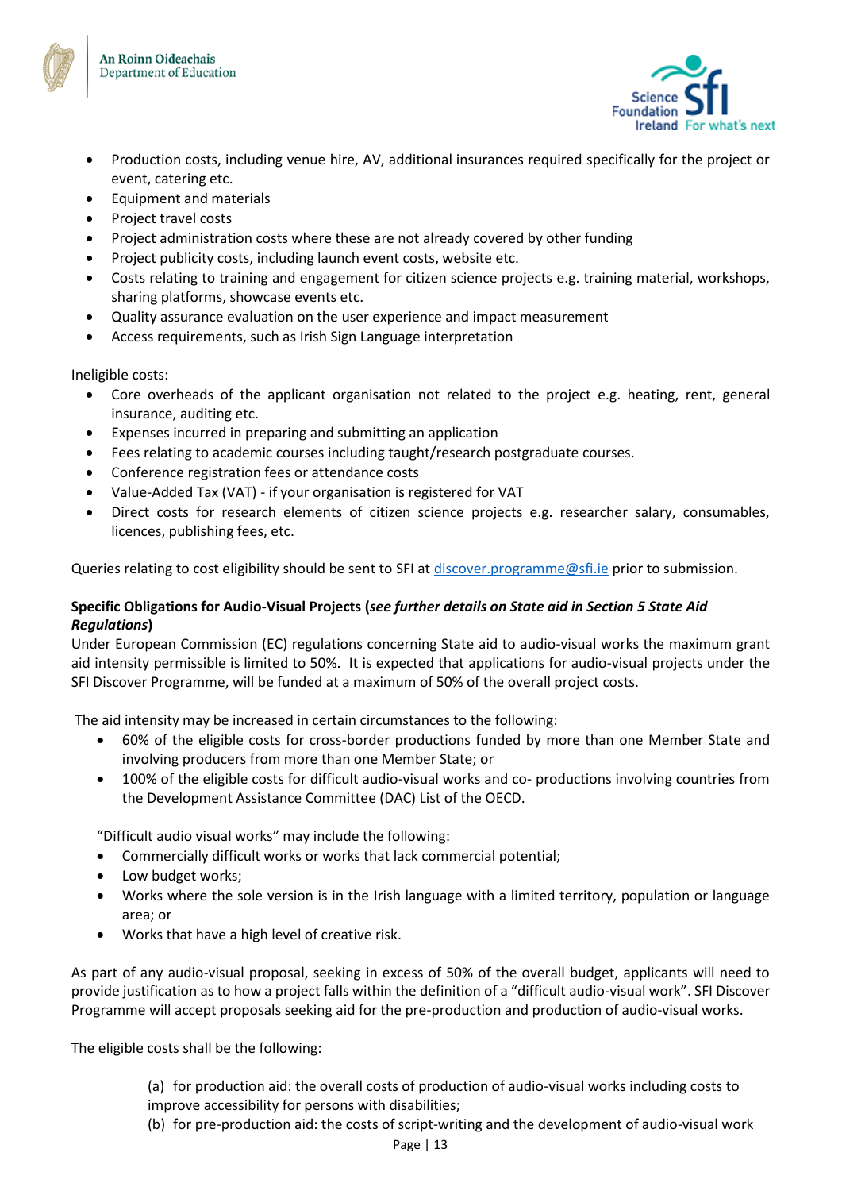- Production costs, including venue hire, AV, additional insurances required specifically for the project or event, catering etc.
- Equipment and materials
- Project travel costs
- Project administration costs where these are not already covered by other funding
- Project publicity costs, including launch event costs, website etc.
- Costs relating to training and engagement for citizen science projects e.g. training material, workshops, sharing platforms, showcase events etc.
- Quality assurance evaluation on the user experience and impact measurement
- Access requirements, such as Irish Sign Language interpretation

Ineligible costs:

- Core overheads of the applicant organisation not related to the project e.g. heating, rent, general insurance, auditing etc.
- Expenses incurred in preparing and submitting an application
- Fees relating to academic courses including taught/research postgraduate courses.
- Conference registration fees or attendance costs
- Value-Added Tax (VAT) - if your organisation is registered for VAT
- Direct costs for research elements of citizen science projects e.g. researcher salary, consumables, licences, publishing fees, etc.

Queries relating to cost eligibility should be sent to SFI at discover.programme@sfi.ie prior to submission.

**Specific Obligations for Audio-Visual Projects (*see further details on State aid in Section 5 State Aid Regulations*)**

Under European Commission (EC) regulations concerning State aid to audio-visual works the maximum grant aid intensity permissible is limited to 50%. It is expected that applications for audio-visual projects under the SFI Discover Programme, will be funded at a maximum of 50% of the overall project costs.

The aid intensity may be increased in certain circumstances to the following:

- 60% of the eligible costs for cross-border productions funded by more than one Member State and involving producers from more than one Member State; or
- 100% of the eligible costs for difficult audio-visual works and co- productions involving countries from the Development Assistance Committee (DAC) List of the OECD.

"Difficult audio visual works" may include the following:

- Commercially difficult works or works that lack commercial potential;
- Low budget works;
- Works where the sole version is in the Irish language with a limited territory, population or language area; or
- Works that have a high level of creative risk.

As part of any audio-visual proposal, seeking in excess of 50% of the overall budget, applicants will need to provide justification as to how a project falls within the definition of a "difficult audio-visual work". SFI Discover Programme will accept proposals seeking aid for the pre-production and production of audio-visual works.

The eligible costs shall be the following:

(a) for production aid: the overall costs of production of audio-visual works including costs to improve accessibility for persons with disabilities;

(b) for pre-production aid: the costs of script-writing and the development of audio-visual work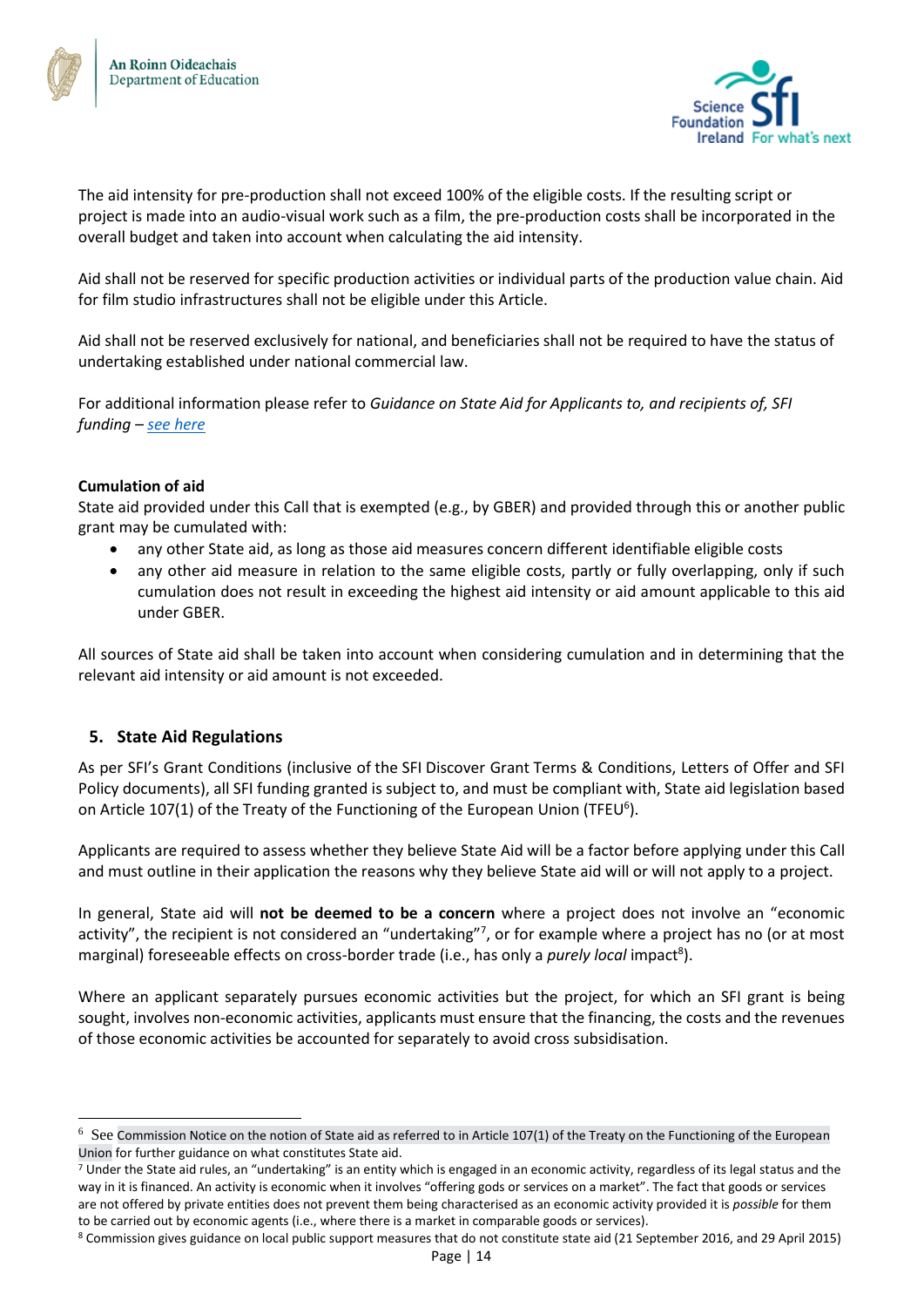The aid intensity for pre-production shall not exceed 100% of the eligible costs. If the resulting script or project is made into an audio-visual work such as a film, the pre-production costs shall be incorporated in the overall budget and taken into account when calculating the aid intensity.

Aid shall not be reserved for specific production activities or individual parts of the production value chain. Aid for film studio infrastructures shall not be eligible under this Article.

Aid shall not be reserved exclusively for national, and beneficiaries shall not be required to have the status of undertaking established under national commercial law.

For additional information please refer to *Guidance on State Aid for Applicants to, and recipients of, SFI funding* – *see here*

**Cumulation of aid**

State aid provided under this Call that is exempted (e.g., by GBER) and provided through this or another public grant may be cumulated with:

- any other State aid, as long as those aid measures concern different identifiable eligible costs
- any other aid measure in relation to the same eligible costs, partly or fully overlapping, only if such cumulation does not result in exceeding the highest aid intensity or aid amount applicable to this aid under GBER.

All sources of State aid shall be taken into account when considering cumulation and in determining that the relevant aid intensity or aid amount is not exceeded.

## 5. State Aid Regulations

As per SFI's Grant Conditions (inclusive of the SFI Discover Grant Terms & Conditions, Letters of Offer and SFI Policy documents), all SFI funding granted is subject to, and must be compliant with, State aid legislation based on Article 107(1) of the Treaty of the Functioning of the European Union (TFEU[6]).

Applicants are required to assess whether they believe State Aid will be a factor before applying under this Call and must outline in their application the reasons why they believe State aid will or will not apply to a project.

In general, State aid will **not be deemed to be a concern** where a project does not involve an "economic activity", the recipient is not considered an "undertaking"[7], or for example where a project has no (or at most marginal) foreseeable effects on cross-border trade (i.e., has only a *purely local* impact[8]).

Where an applicant separately pursues economic activities but the project, for which an SFI grant is being sought, involves non-economic activities, applicants must ensure that the financing, the costs and the revenues of those economic activities be accounted for separately to avoid cross subsidisation.

---

[6] See Commission Notice on the notion of State aid as referred to in Article 107(1) of the Treaty on the Functioning of the European Union for further guidance on what constitutes State aid.

[7] Under the State aid rules, an "undertaking" is an entity which is engaged in an economic activity, regardless of its legal status and the way in it is financed. An activity is economic when it involves "offering gods or services on a market". The fact that goods or services are not offered by private entities does not prevent them being characterised as an economic activity provided it is *possible* for them to be carried out by economic agents (i.e., where there is a market in comparable goods or services).

[8] Commission gives guidance on local public support measures that do not constitute state aid (21 September 2016, and 29 April 2015)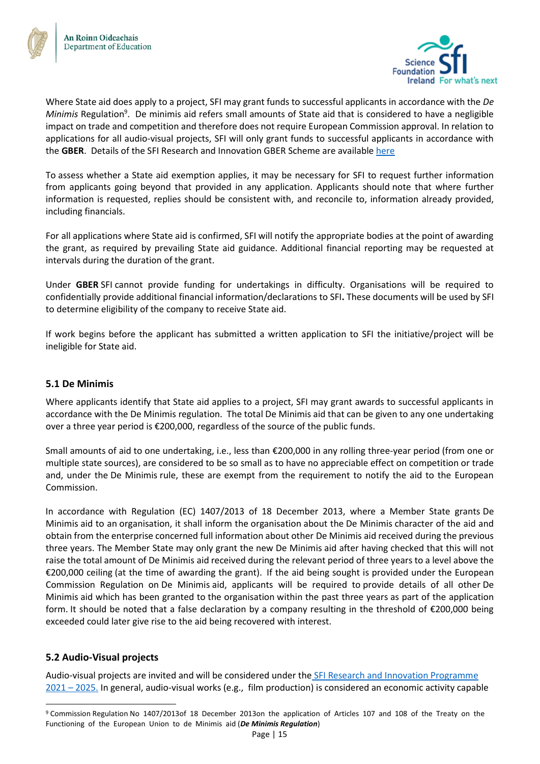Where State aid does apply to a project, SFI may grant funds to successful applicants in accordance with the *De Minimis* Regulation[9]. De minimis aid refers small amounts of State aid that is considered to have a negligible impact on trade and competition and therefore does not require European Commission approval. In relation to applications for all audio-visual projects, SFI will only grant funds to successful applicants in accordance with the **GBER**. Details of the SFI Research and Innovation GBER Scheme are available here

To assess whether a State aid exemption applies, it may be necessary for SFI to request further information from applicants going beyond that provided in any application. Applicants should note that where further information is requested, replies should be consistent with, and reconcile to, information already provided, including financials.

For all applications where State aid is confirmed, SFI will notify the appropriate bodies at the point of awarding the grant, as required by prevailing State aid guidance. Additional financial reporting may be requested at intervals during the duration of the grant.

Under **GBER** SFI cannot provide funding for undertakings in difficulty. Organisations will be required to confidentially provide additional financial information/declarations to SFI**.** These documents will be used by SFI to determine eligibility of the company to receive State aid.

If work begins before the applicant has submitted a written application to SFI the initiative/project will be ineligible for State aid.

### 5.1 De Minimis

Where applicants identify that State aid applies to a project, SFI may grant awards to successful applicants in accordance with the De Minimis regulation. The total De Minimis aid that can be given to any one undertaking over a three year period is €200,000, regardless of the source of the public funds.

Small amounts of aid to one undertaking, i.e., less than €200,000 in any rolling three-year period (from one or multiple state sources), are considered to be so small as to have no appreciable effect on competition or trade and, under the De Minimis rule, these are exempt from the requirement to notify the aid to the European Commission.

In accordance with Regulation (EC) 1407/2013 of 18 December 2013, where a Member State grants De Minimis aid to an organisation, it shall inform the organisation about the De Minimis character of the aid and obtain from the enterprise concerned full information about other De Minimis aid received during the previous three years. The Member State may only grant the new De Minimis aid after having checked that this will not raise the total amount of De Minimis aid received during the relevant period of three years to a level above the €200,000 ceiling (at the time of awarding the grant). If the aid being sought is provided under the European Commission Regulation on De Minimis aid, applicants will be required to provide details of all other De Minimis aid which has been granted to the organisation within the past three years as part of the application form. It should be noted that a false declaration by a company resulting in the threshold of €200,000 being exceeded could later give rise to the aid being recovered with interest.

### 5.2 Audio-Visual projects

Audio-visual projects are invited and will be considered under the SFI Research and Innovation Programme 2021 – 2025. In general, audio-visual works (e.g., film production) is considered an economic activity capable

[9] Commission Regulation No 1407/2013of 18 December 2013on the application of Articles 107 and 108 of the Treaty on the Functioning of the European Union to de Minimis aid (***De Minimis Regulation***)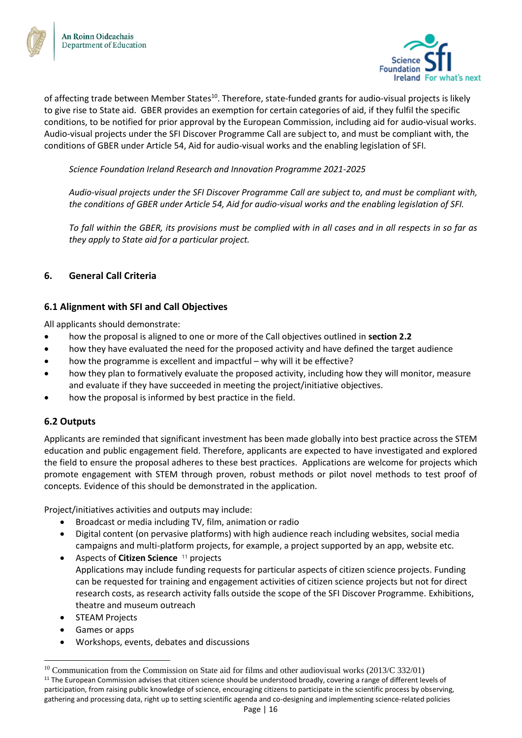of affecting trade between Member States[10]. Therefore, state-funded grants for audio-visual projects is likely to give rise to State aid. GBER provides an exemption for certain categories of aid, if they fulfil the specific conditions, to be notified for prior approval by the European Commission, including aid for audio-visual works. Audio-visual projects under the SFI Discover Programme Call are subject to, and must be compliant with, the conditions of GBER under Article 54, Aid for audio-visual works and the enabling legislation of SFI.

*Science Foundation Ireland Research and Innovation Programme 2021-2025*

*Audio-visual projects under the SFI Discover Programme Call are subject to, and must be compliant with, the conditions of GBER under Article 54, Aid for audio-visual works and the enabling legislation of SFI.*

*To fall within the GBER, its provisions must be complied with in all cases and in all respects in so far as they apply to State aid for a particular project.*

## 6. General Call Criteria

### 6.1 Alignment with SFI and Call Objectives

All applicants should demonstrate:

- how the proposal is aligned to one or more of the Call objectives outlined in **section 2.2**
- how they have evaluated the need for the proposed activity and have defined the target audience
- how the programme is excellent and impactful – why will it be effective?
- how they plan to formatively evaluate the proposed activity, including how they will monitor, measure and evaluate if they have succeeded in meeting the project/initiative objectives.
- how the proposal is informed by best practice in the field.

### 6.2 Outputs

Applicants are reminded that significant investment has been made globally into best practice across the STEM education and public engagement field. Therefore, applicants are expected to have investigated and explored the field to ensure the proposal adheres to these best practices. Applications are welcome for projects which promote engagement with STEM through proven, robust methods or pilot novel methods to test proof of concepts. Evidence of this should be demonstrated in the application.

Project/initiatives activities and outputs may include:

- Broadcast or media including TV, film, animation or radio
- Digital content (on pervasive platforms) with high audience reach including websites, social media campaigns and multi-platform projects, for example, a project supported by an app, website etc.
- Aspects of **Citizen Science** [11] projects
  Applications may include funding requests for particular aspects of citizen science projects. Funding can be requested for training and engagement activities of citizen science projects but not for direct research costs, as research activity falls outside the scope of the SFI Discover Programme. Exhibitions, theatre and museum outreach
- STEAM Projects
- Games or apps
- Workshops, events, debates and discussions

---

[10] Communication from the Commission on State aid for films and other audiovisual works (2013/C 332/01)

[11] The European Commission advises that citizen science should be understood broadly, covering a range of different levels of participation, from raising public knowledge of science, encouraging citizens to participate in the scientific process by observing, gathering and processing data, right up to setting scientific agenda and co-designing and implementing science-related policies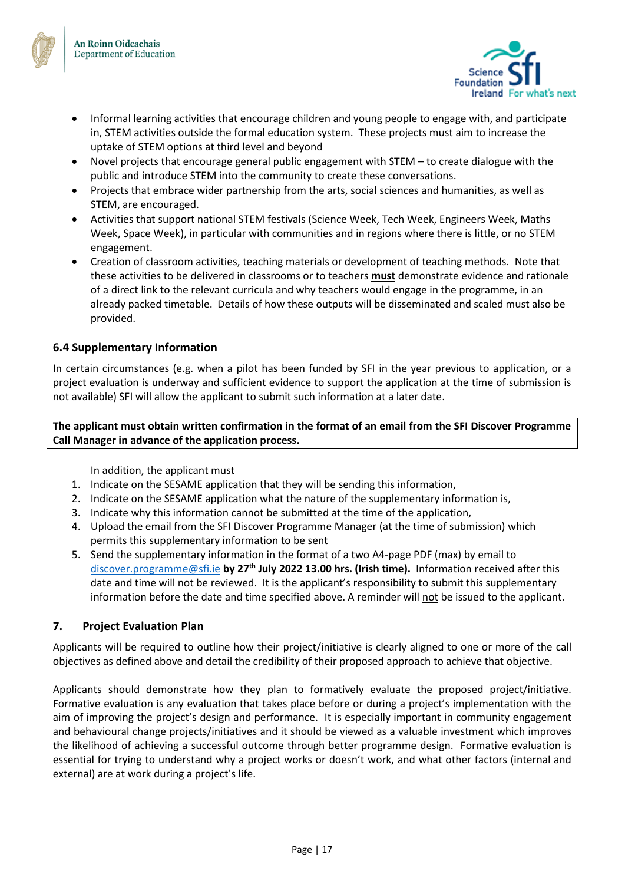- Informal learning activities that encourage children and young people to engage with, and participate in, STEM activities outside the formal education system. These projects must aim to increase the uptake of STEM options at third level and beyond
- Novel projects that encourage general public engagement with STEM – to create dialogue with the public and introduce STEM into the community to create these conversations.
- Projects that embrace wider partnership from the arts, social sciences and humanities, as well as STEM, are encouraged.
- Activities that support national STEM festivals (Science Week, Tech Week, Engineers Week, Maths Week, Space Week), in particular with communities and in regions where there is little, or no STEM engagement.
- Creation of classroom activities, teaching materials or development of teaching methods. Note that these activities to be delivered in classrooms or to teachers **must** demonstrate evidence and rationale of a direct link to the relevant curricula and why teachers would engage in the programme, in an already packed timetable. Details of how these outputs will be disseminated and scaled must also be provided.

### 6.4 Supplementary Information

In certain circumstances (e.g. when a pilot has been funded by SFI in the year previous to application, or a project evaluation is underway and sufficient evidence to support the application at the time of submission is not available) SFI will allow the applicant to submit such information at a later date.

**The applicant must obtain written confirmation in the format of an email from the SFI Discover Programme Call Manager in advance of the application process.**

In addition, the applicant must

1. Indicate on the SESAME application that they will be sending this information,
2. Indicate on the SESAME application what the nature of the supplementary information is,
3. Indicate why this information cannot be submitted at the time of the application,
4. Upload the email from the SFI Discover Programme Manager (at the time of submission) which permits this supplementary information to be sent
5. Send the supplementary information in the format of a two A4-page PDF (max) by email to discover.programme@sfi.ie **by 27th July 2022 13.00 hrs. (Irish time).** Information received after this date and time will not be reviewed. It is the applicant's responsibility to submit this supplementary information before the date and time specified above. A reminder will not be issued to the applicant.

## 7. Project Evaluation Plan

Applicants will be required to outline how their project/initiative is clearly aligned to one or more of the call objectives as defined above and detail the credibility of their proposed approach to achieve that objective.

Applicants should demonstrate how they plan to formatively evaluate the proposed project/initiative. Formative evaluation is any evaluation that takes place before or during a project's implementation with the aim of improving the project's design and performance. It is especially important in community engagement and behavioural change projects/initiatives and it should be viewed as a valuable investment which improves the likelihood of achieving a successful outcome through better programme design. Formative evaluation is essential for trying to understand why a project works or doesn't work, and what other factors (internal and external) are at work during a project's life.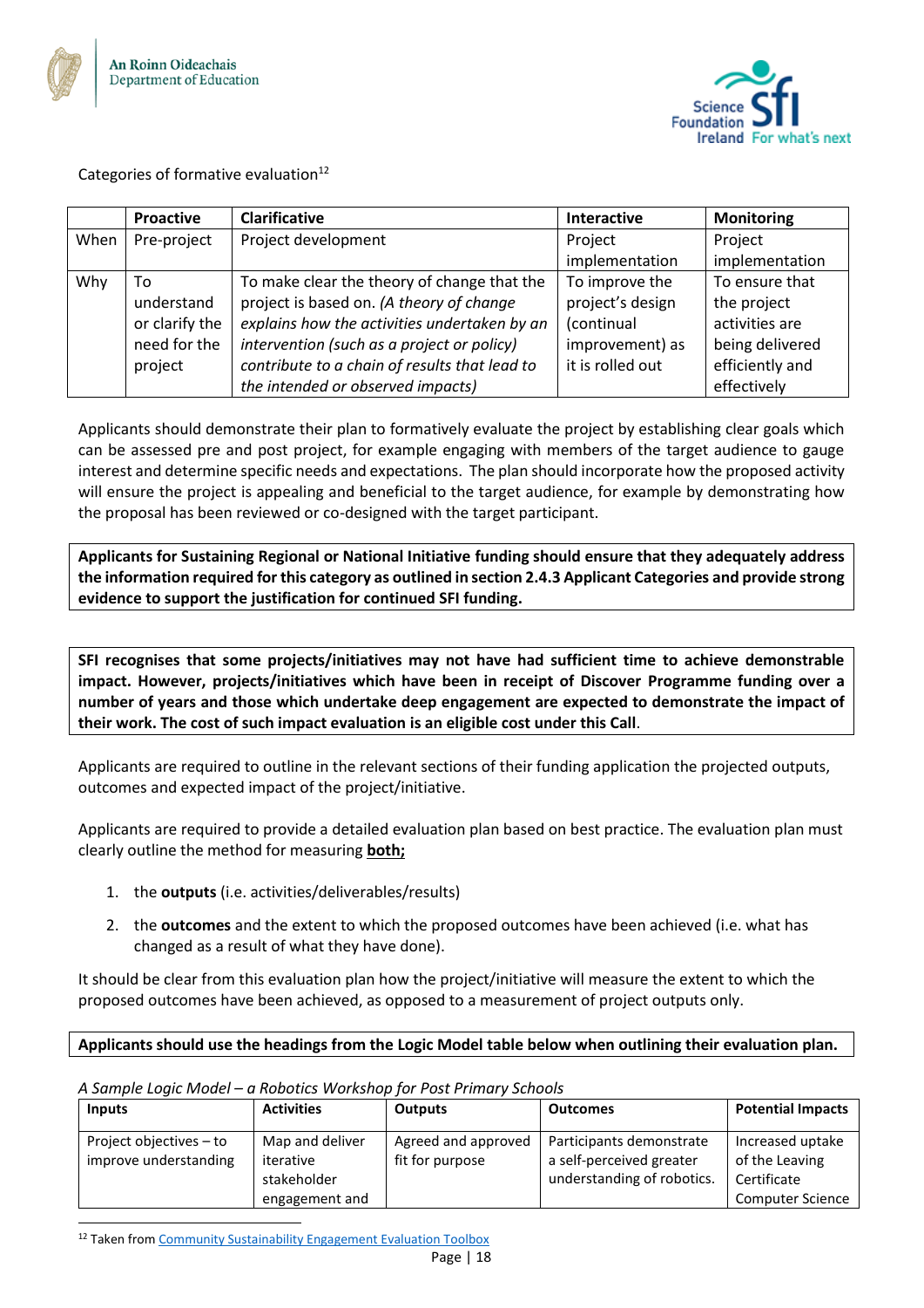Categories of formative evaluation[12]

| | Proactive | Clarificative | Interactive | Monitoring |
|---|---|---|---|---|
| When | Pre-project | Project development | Project implementation | Project implementation |
| Why | To understand or clarify the need for the project | To make clear the theory of change that the project is based on. *(A theory of change explains how the activities undertaken by an intervention (such as a project or policy) contribute to a chain of results that lead to the intended or observed impacts)* | To improve the project's design (continual improvement) as it is rolled out | To ensure that the project activities are being delivered efficiently and effectively |

Applicants should demonstrate their plan to formatively evaluate the project by establishing clear goals which can be assessed pre and post project, for example engaging with members of the target audience to gauge interest and determine specific needs and expectations. The plan should incorporate how the proposed activity will ensure the project is appealing and beneficial to the target audience, for example by demonstrating how the proposal has been reviewed or co-designed with the target participant.

**Applicants for Sustaining Regional or National Initiative funding should ensure that they adequately address the information required for this category as outlined in section 2.4.3 Applicant Categories and provide strong evidence to support the justification for continued SFI funding.**

**SFI recognises that some projects/initiatives may not have had sufficient time to achieve demonstrable impact. However, projects/initiatives which have been in receipt of Discover Programme funding over a number of years and those which undertake deep engagement are expected to demonstrate the impact of their work. The cost of such impact evaluation is an eligible cost under this Call**.

Applicants are required to outline in the relevant sections of their funding application the projected outputs, outcomes and expected impact of the project/initiative.

Applicants are required to provide a detailed evaluation plan based on best practice. The evaluation plan must clearly outline the method for measuring **both;**

1. the **outputs** (i.e. activities/deliverables/results)
2. the **outcomes** and the extent to which the proposed outcomes have been achieved (i.e. what has changed as a result of what they have done).

It should be clear from this evaluation plan how the project/initiative will measure the extent to which the proposed outcomes have been achieved, as opposed to a measurement of project outputs only.

**Applicants should use the headings from the Logic Model table below when outlining their evaluation plan.**

*A Sample Logic Model – a Robotics Workshop for Post Primary Schools*

| Inputs | Activities | Outputs | Outcomes | Potential Impacts |
|---|---|---|---|---|
| Project objectives – to improve understanding | Map and deliver iterative stakeholder engagement and | Agreed and approved fit for purpose | Participants demonstrate a self-perceived greater understanding of robotics. | Increased uptake of the Leaving Certificate Computer Science |

[12] Taken from Community Sustainability Engagement Evaluation Toolbox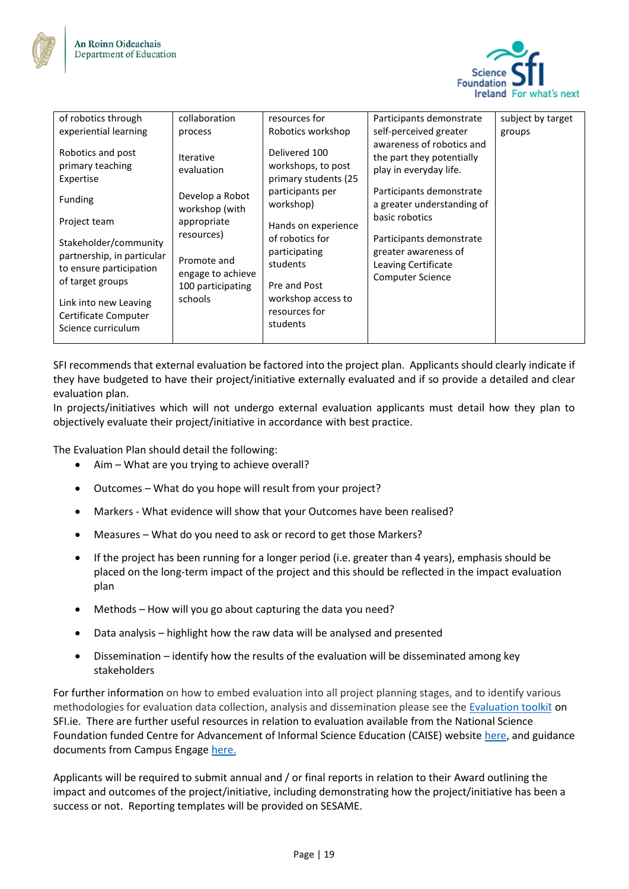| of robotics through experiential learning<br><br>Robotics and post primary teaching Expertise<br><br>Funding<br><br>Project team<br><br>Stakeholder/community partnership, in particular to ensure participation of target groups<br><br>Link into new Leaving Certificate Computer Science curriculum | collaboration process<br><br>Iterative evaluation<br><br>Develop a Robot workshop (with appropriate resources)<br><br>Promote and engage to achieve 100 participating schools | resources for Robotics workshop<br><br>Delivered 100 workshops, to post primary students (25 participants per workshop)<br><br>Hands on experience of robotics for participating students<br><br>Pre and Post workshop access to resources for students | Participants demonstrate self-perceived greater awareness of robotics and the part they potentially play in everyday life.<br><br>Participants demonstrate a greater understanding of basic robotics<br><br>Participants demonstrate greater awareness of Leaving Certificate Computer Science | subject by target groups |
|---|---|---|---|---|

SFI recommends that external evaluation be factored into the project plan. Applicants should clearly indicate if they have budgeted to have their project/initiative externally evaluated and if so provide a detailed and clear evaluation plan.
In projects/initiatives which will not undergo external evaluation applicants must detail how they plan to objectively evaluate their project/initiative in accordance with best practice.

The Evaluation Plan should detail the following:

- Aim – What are you trying to achieve overall?
- Outcomes – What do you hope will result from your project?
- Markers - What evidence will show that your Outcomes have been realised?
- Measures – What do you need to ask or record to get those Markers?
- If the project has been running for a longer period (i.e. greater than 4 years), emphasis should be placed on the long-term impact of the project and this should be reflected in the impact evaluation plan
- Methods – How will you go about capturing the data you need?
- Data analysis – highlight how the raw data will be analysed and presented
- Dissemination – identify how the results of the evaluation will be disseminated among key stakeholders

For further information on how to embed evaluation into all project planning stages, and to identify various methodologies for evaluation data collection, analysis and dissemination please see the Evaluation toolkit on SFI.ie. There are further useful resources in relation to evaluation available from the National Science Foundation funded Centre for Advancement of Informal Science Education (CAISE) website here, and guidance documents from Campus Engage here.

Applicants will be required to submit annual and / or final reports in relation to their Award outlining the impact and outcomes of the project/initiative, including demonstrating how the project/initiative has been a success or not. Reporting templates will be provided on SESAME.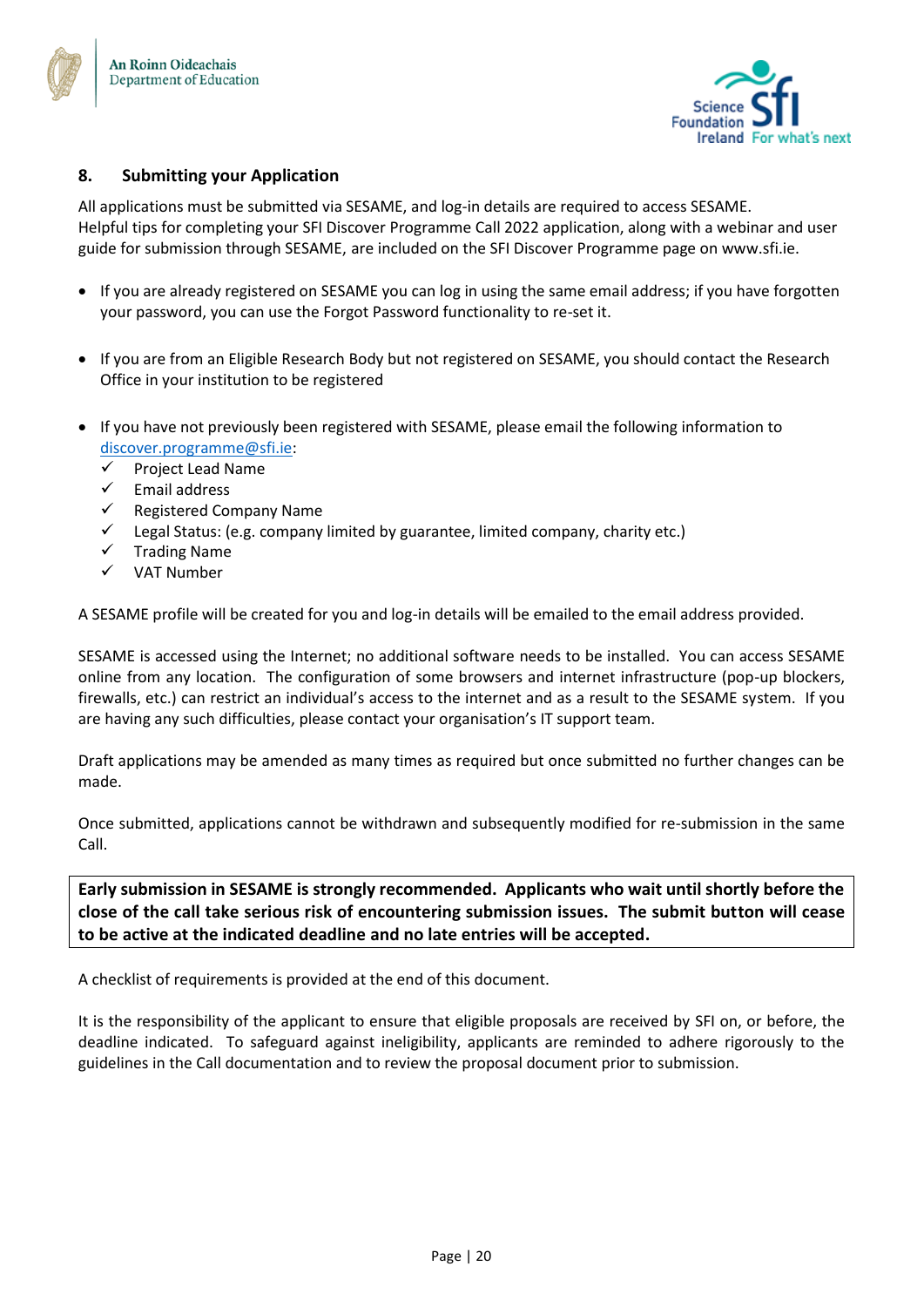## 8. Submitting your Application

All applications must be submitted via SESAME, and log-in details are required to access SESAME. Helpful tips for completing your SFI Discover Programme Call 2022 application, along with a webinar and user guide for submission through SESAME, are included on the SFI Discover Programme page on www.sfi.ie.

- If you are already registered on SESAME you can log in using the same email address; if you have forgotten your password, you can use the Forgot Password functionality to re-set it.

- If you are from an Eligible Research Body but not registered on SESAME, you should contact the Research Office in your institution to be registered

- If you have not previously been registered with SESAME, please email the following information to discover.programme@sfi.ie:
  - ✓ Project Lead Name
  - ✓ Email address
  - ✓ Registered Company Name
  - ✓ Legal Status: (e.g. company limited by guarantee, limited company, charity etc.)
  - ✓ Trading Name
  - ✓ VAT Number

A SESAME profile will be created for you and log-in details will be emailed to the email address provided.

SESAME is accessed using the Internet; no additional software needs to be installed. You can access SESAME online from any location. The configuration of some browsers and internet infrastructure (pop-up blockers, firewalls, etc.) can restrict an individual's access to the internet and as a result to the SESAME system. If you are having any such difficulties, please contact your organisation's IT support team.

Draft applications may be amended as many times as required but once submitted no further changes can be made.

Once submitted, applications cannot be withdrawn and subsequently modified for re-submission in the same Call.

**Early submission in SESAME is strongly recommended. Applicants who wait until shortly before the close of the call take serious risk of encountering submission issues. The submit button will cease to be active at the indicated deadline and no late entries will be accepted.**

A checklist of requirements is provided at the end of this document.

It is the responsibility of the applicant to ensure that eligible proposals are received by SFI on, or before, the deadline indicated. To safeguard against ineligibility, applicants are reminded to adhere rigorously to the guidelines in the Call documentation and to review the proposal document prior to submission.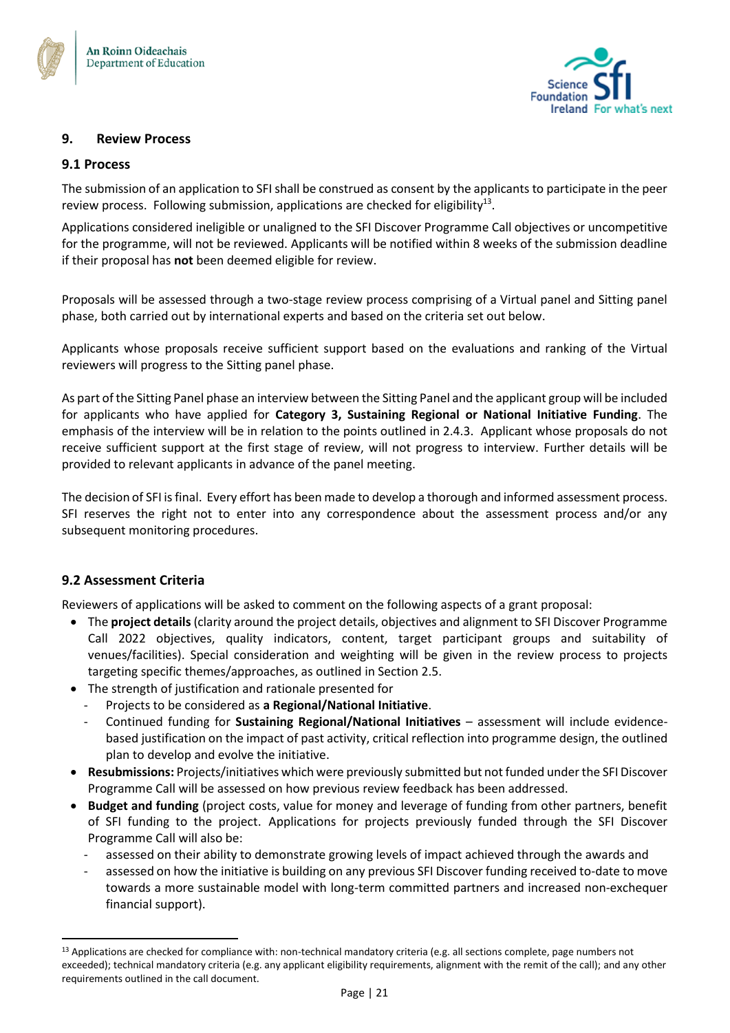## 9. Review Process

### 9.1 Process

The submission of an application to SFI shall be construed as consent by the applicants to participate in the peer review process. Following submission, applications are checked for eligibility[13].

Applications considered ineligible or unaligned to the SFI Discover Programme Call objectives or uncompetitive for the programme, will not be reviewed. Applicants will be notified within 8 weeks of the submission deadline if their proposal has **not** been deemed eligible for review.

Proposals will be assessed through a two-stage review process comprising of a Virtual panel and Sitting panel phase, both carried out by international experts and based on the criteria set out below.

Applicants whose proposals receive sufficient support based on the evaluations and ranking of the Virtual reviewers will progress to the Sitting panel phase.

As part of the Sitting Panel phase an interview between the Sitting Panel and the applicant group will be included for applicants who have applied for **Category 3, Sustaining Regional or National Initiative Funding**. The emphasis of the interview will be in relation to the points outlined in 2.4.3. Applicant whose proposals do not receive sufficient support at the first stage of review, will not progress to interview. Further details will be provided to relevant applicants in advance of the panel meeting.

The decision of SFI is final. Every effort has been made to develop a thorough and informed assessment process. SFI reserves the right not to enter into any correspondence about the assessment process and/or any subsequent monitoring procedures.

### 9.2 Assessment Criteria

Reviewers of applications will be asked to comment on the following aspects of a grant proposal:

- The **project details** (clarity around the project details, objectives and alignment to SFI Discover Programme Call 2022 objectives, quality indicators, content, target participant groups and suitability of venues/facilities). Special consideration and weighting will be given in the review process to projects targeting specific themes/approaches, as outlined in Section 2.5.
- The strength of justification and rationale presented for
  - Projects to be considered as **a Regional/National Initiative**.
  - Continued funding for **Sustaining Regional/National Initiatives** – assessment will include evidence-based justification on the impact of past activity, critical reflection into programme design, the outlined plan to develop and evolve the initiative.
- **Resubmissions:** Projects/initiatives which were previously submitted but not funded under the SFI Discover Programme Call will be assessed on how previous review feedback has been addressed.
- **Budget and funding** (project costs, value for money and leverage of funding from other partners, benefit of SFI funding to the project. Applications for projects previously funded through the SFI Discover Programme Call will also be:
  - assessed on their ability to demonstrate growing levels of impact achieved through the awards and
  - assessed on how the initiative is building on any previous SFI Discover funding received to-date to move towards a more sustainable model with long-term committed partners and increased non-exchequer financial support).

[13] Applications are checked for compliance with: non-technical mandatory criteria (e.g. all sections complete, page numbers not exceeded); technical mandatory criteria (e.g. any applicant eligibility requirements, alignment with the remit of the call); and any other requirements outlined in the call document.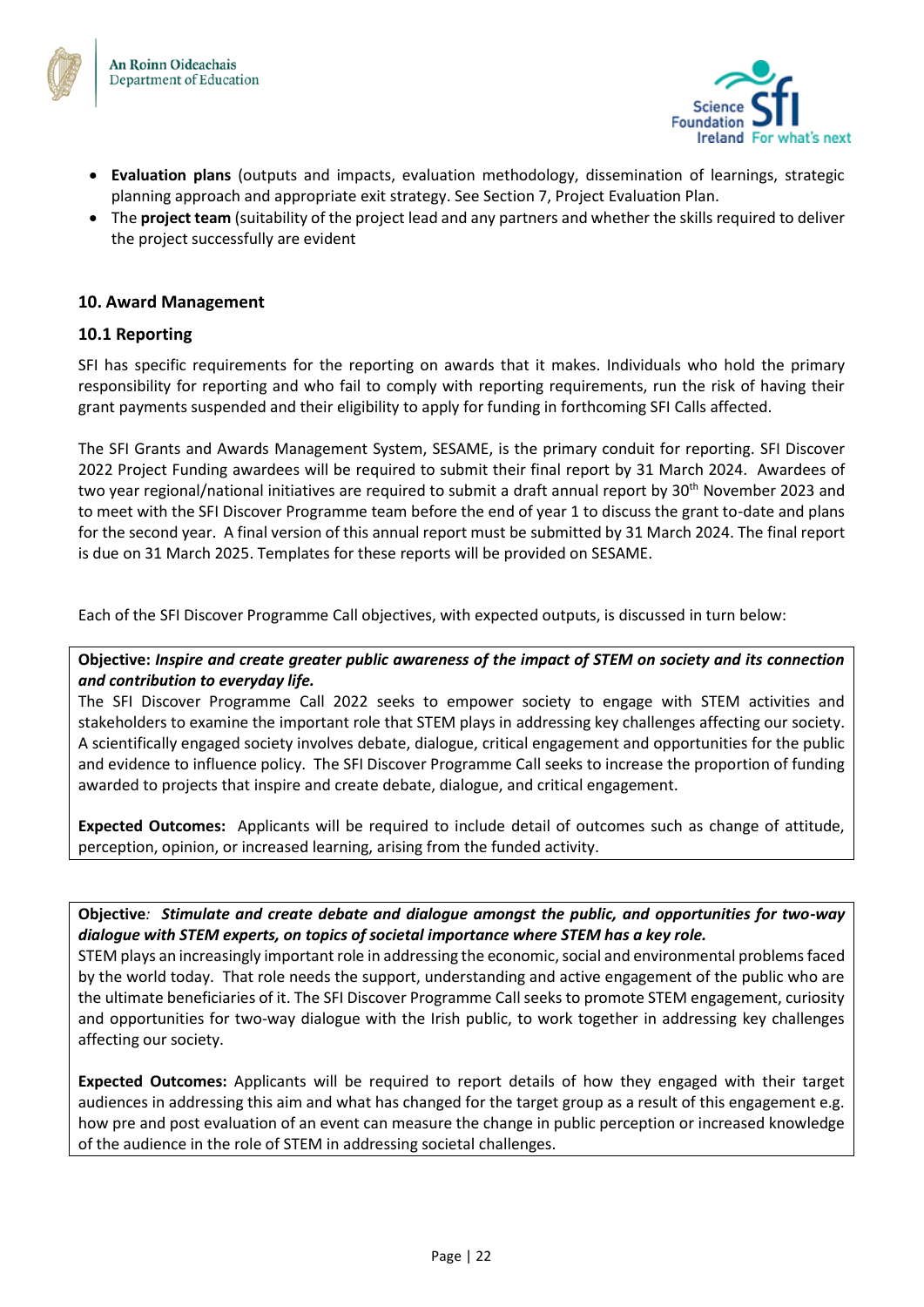- **Evaluation plans** (outputs and impacts, evaluation methodology, dissemination of learnings, strategic planning approach and appropriate exit strategy. See Section 7, Project Evaluation Plan.
- The **project team** (suitability of the project lead and any partners and whether the skills required to deliver the project successfully are evident

## 10. Award Management

### 10.1 Reporting

SFI has specific requirements for the reporting on awards that it makes. Individuals who hold the primary responsibility for reporting and who fail to comply with reporting requirements, run the risk of having their grant payments suspended and their eligibility to apply for funding in forthcoming SFI Calls affected.

The SFI Grants and Awards Management System, SESAME, is the primary conduit for reporting. SFI Discover 2022 Project Funding awardees will be required to submit their final report by 31 March 2024. Awardees of two year regional/national initiatives are required to submit a draft annual report by 30th November 2023 and to meet with the SFI Discover Programme team before the end of year 1 to discuss the grant to-date and plans for the second year. A final version of this annual report must be submitted by 31 March 2024. The final report is due on 31 March 2025. Templates for these reports will be provided on SESAME.

Each of the SFI Discover Programme Call objectives, with expected outputs, is discussed in turn below:

**Objective:** ***Inspire and create greater public awareness of the impact of STEM on society and its connection and contribution to everyday life.***
The SFI Discover Programme Call 2022 seeks to empower society to engage with STEM activities and stakeholders to examine the important role that STEM plays in addressing key challenges affecting our society. A scientifically engaged society involves debate, dialogue, critical engagement and opportunities for the public and evidence to influence policy. The SFI Discover Programme Call seeks to increase the proportion of funding awarded to projects that inspire and create debate, dialogue, and critical engagement.

**Expected Outcomes:** Applicants will be required to include detail of outcomes such as change of attitude, perception, opinion, or increased learning, arising from the funded activity.

**Objective***:* ***Stimulate and create debate and dialogue amongst the public, and opportunities for two-way dialogue with STEM experts, on topics of societal importance where STEM has a key role.***
STEM plays an increasingly important role in addressing the economic, social and environmental problems faced by the world today. That role needs the support, understanding and active engagement of the public who are the ultimate beneficiaries of it. The SFI Discover Programme Call seeks to promote STEM engagement, curiosity and opportunities for two-way dialogue with the Irish public, to work together in addressing key challenges affecting our society.

**Expected Outcomes:** Applicants will be required to report details of how they engaged with their target audiences in addressing this aim and what has changed for the target group as a result of this engagement e.g. how pre and post evaluation of an event can measure the change in public perception or increased knowledge of the audience in the role of STEM in addressing societal challenges.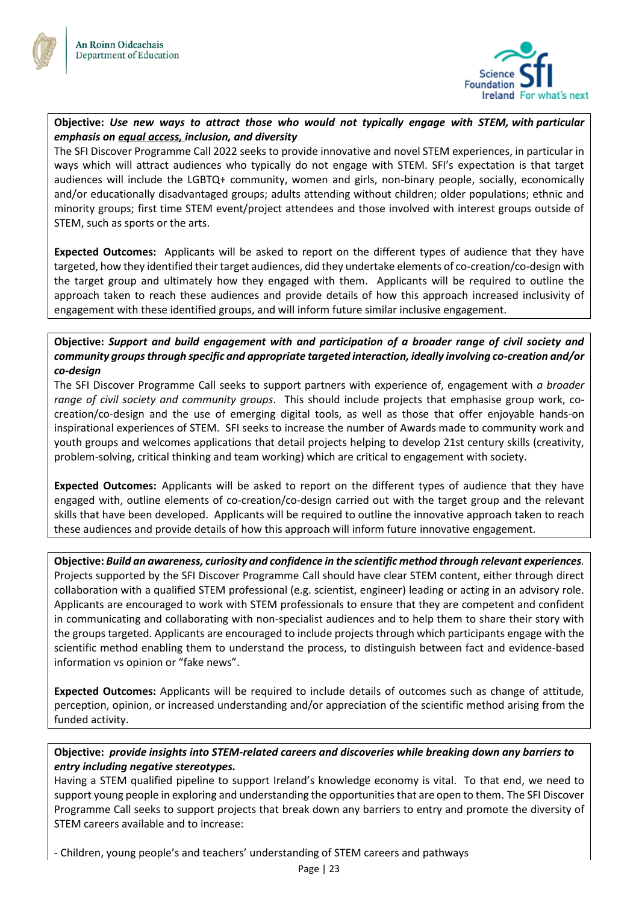**Objective:** ***Use new ways to attract those who would not typically engage with STEM, with particular emphasis on equal access, inclusion, and diversity***

The SFI Discover Programme Call 2022 seeks to provide innovative and novel STEM experiences, in particular in ways which will attract audiences who typically do not engage with STEM. SFI's expectation is that target audiences will include the LGBTQ+ community, women and girls, non-binary people, socially, economically and/or educationally disadvantaged groups; adults attending without children; older populations; ethnic and minority groups; first time STEM event/project attendees and those involved with interest groups outside of STEM, such as sports or the arts.

**Expected Outcomes:** Applicants will be asked to report on the different types of audience that they have targeted, how they identified their target audiences, did they undertake elements of co-creation/co-design with the target group and ultimately how they engaged with them. Applicants will be required to outline the approach taken to reach these audiences and provide details of how this approach increased inclusivity of engagement with these identified groups, and will inform future similar inclusive engagement.

**Objective:** ***Support and build engagement with and participation of a broader range of civil society and community groups through specific and appropriate targeted interaction, ideally involving co-creation and/or co-design***

The SFI Discover Programme Call seeks to support partners with experience of, engagement with *a broader range of civil society and community groups*. This should include projects that emphasise group work, co-creation/co-design and the use of emerging digital tools, as well as those that offer enjoyable hands-on inspirational experiences of STEM. SFI seeks to increase the number of Awards made to community work and youth groups and welcomes applications that detail projects helping to develop 21st century skills (creativity, problem-solving, critical thinking and team working) which are critical to engagement with society.

**Expected Outcomes:** Applicants will be asked to report on the different types of audience that they have engaged with, outline elements of co-creation/co-design carried out with the target group and the relevant skills that have been developed. Applicants will be required to outline the innovative approach taken to reach these audiences and provide details of how this approach will inform future innovative engagement.

**Objective:** ***Build an awareness, curiosity and confidence in the scientific method through relevant experiences.***

Projects supported by the SFI Discover Programme Call should have clear STEM content, either through direct collaboration with a qualified STEM professional (e.g. scientist, engineer) leading or acting in an advisory role. Applicants are encouraged to work with STEM professionals to ensure that they are competent and confident in communicating and collaborating with non-specialist audiences and to help them to share their story with the groups targeted. Applicants are encouraged to include projects through which participants engage with the scientific method enabling them to understand the process, to distinguish between fact and evidence-based information vs opinion or "fake news".

**Expected Outcomes:** Applicants will be required to include details of outcomes such as change of attitude, perception, opinion, or increased understanding and/or appreciation of the scientific method arising from the funded activity.

**Objective:** ***provide insights into STEM-related careers and discoveries while breaking down any barriers to entry including negative stereotypes.***

Having a STEM qualified pipeline to support Ireland's knowledge economy is vital. To that end, we need to support young people in exploring and understanding the opportunities that are open to them. The SFI Discover Programme Call seeks to support projects that break down any barriers to entry and promote the diversity of STEM careers available and to increase:

- Children, young people's and teachers' understanding of STEM careers and pathways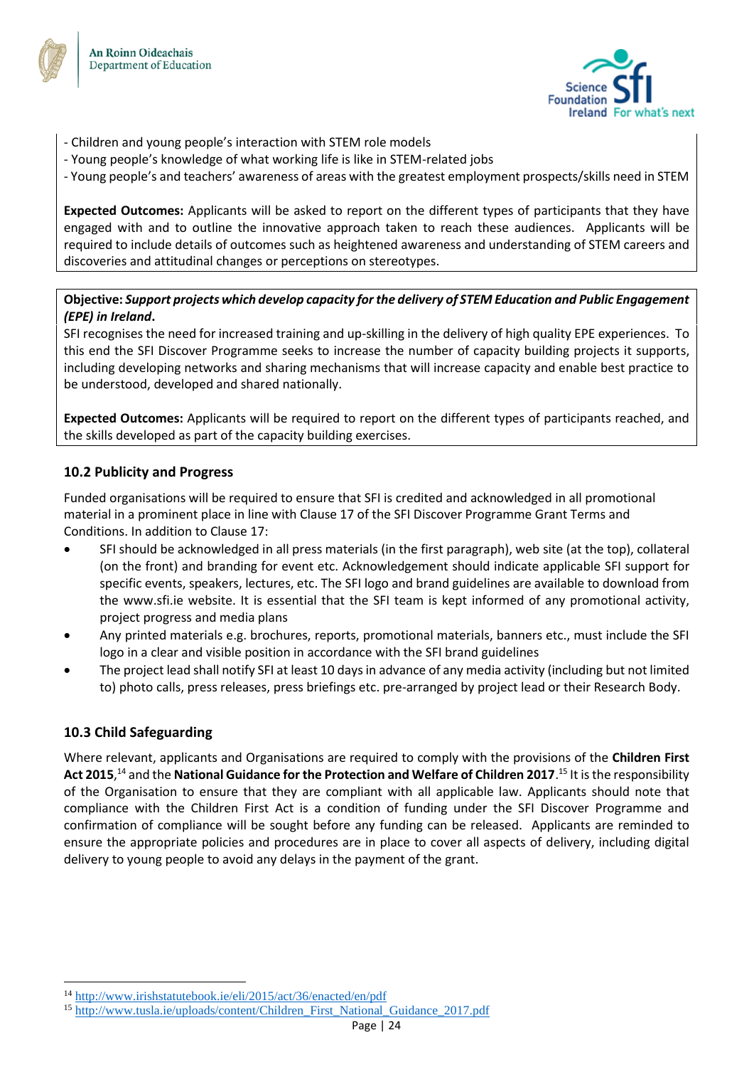- Children and young people's interaction with STEM role models
- Young people's knowledge of what working life is like in STEM-related jobs
- Young people's and teachers' awareness of areas with the greatest employment prospects/skills need in STEM

**Expected Outcomes:** Applicants will be asked to report on the different types of participants that they have engaged with and to outline the innovative approach taken to reach these audiences. Applicants will be required to include details of outcomes such as heightened awareness and understanding of STEM careers and discoveries and attitudinal changes or perceptions on stereotypes.

**Objective:** ***Support projects which develop capacity for the delivery of STEM Education and Public Engagement (EPE) in Ireland*****.**

SFI recognises the need for increased training and up-skilling in the delivery of high quality EPE experiences. To this end the SFI Discover Programme seeks to increase the number of capacity building projects it supports, including developing networks and sharing mechanisms that will increase capacity and enable best practice to be understood, developed and shared nationally.

**Expected Outcomes:** Applicants will be required to report on the different types of participants reached, and the skills developed as part of the capacity building exercises.

### 10.2 Publicity and Progress

Funded organisations will be required to ensure that SFI is credited and acknowledged in all promotional material in a prominent place in line with Clause 17 of the SFI Discover Programme Grant Terms and Conditions. In addition to Clause 17:

- SFI should be acknowledged in all press materials (in the first paragraph), web site (at the top), collateral (on the front) and branding for event etc. Acknowledgement should indicate applicable SFI support for specific events, speakers, lectures, etc. The SFI logo and brand guidelines are available to download from the www.sfi.ie website. It is essential that the SFI team is kept informed of any promotional activity, project progress and media plans
- Any printed materials e.g. brochures, reports, promotional materials, banners etc., must include the SFI logo in a clear and visible position in accordance with the SFI brand guidelines
- The project lead shall notify SFI at least 10 days in advance of any media activity (including but not limited to) photo calls, press releases, press briefings etc. pre-arranged by project lead or their Research Body.

### 10.3 Child Safeguarding

Where relevant, applicants and Organisations are required to comply with the provisions of the **Children First Act 2015**,[14] and the **National Guidance for the Protection and Welfare of Children 2017**.[15] It is the responsibility of the Organisation to ensure that they are compliant with all applicable law. Applicants should note that compliance with the Children First Act is a condition of funding under the SFI Discover Programme and confirmation of compliance will be sought before any funding can be released. Applicants are reminded to ensure the appropriate policies and procedures are in place to cover all aspects of delivery, including digital delivery to young people to avoid any delays in the payment of the grant.

[14] http://www.irishstatutebook.ie/eli/2015/act/36/enacted/en/pdf

[15] http://www.tusla.ie/uploads/content/Children_First_National_Guidance_2017.pdf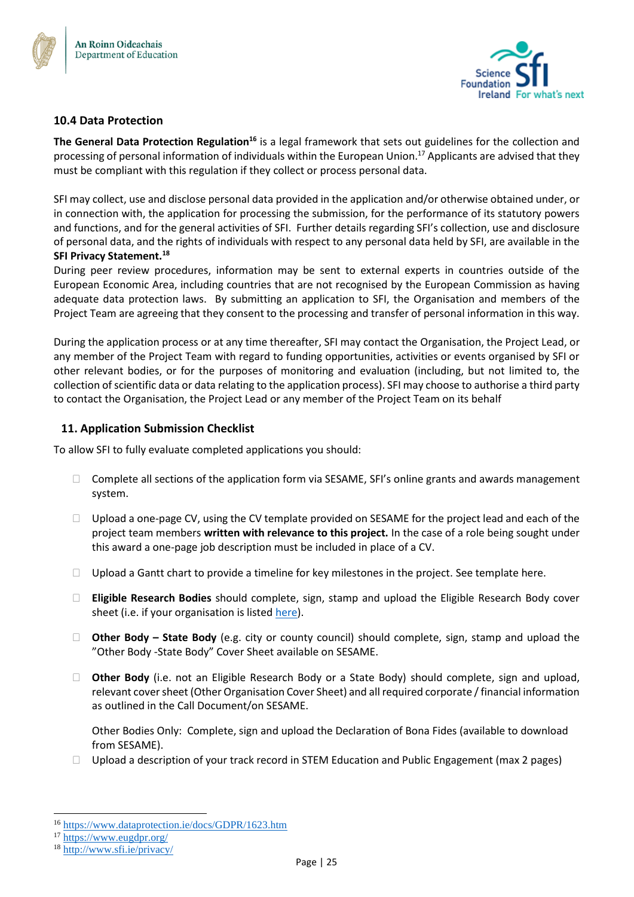## 10.4 Data Protection

**The General Data Protection Regulation**[16] is a legal framework that sets out guidelines for the collection and processing of personal information of individuals within the European Union.[17] Applicants are advised that they must be compliant with this regulation if they collect or process personal data.

SFI may collect, use and disclose personal data provided in the application and/or otherwise obtained under, or in connection with, the application for processing the submission, for the performance of its statutory powers and functions, and for the general activities of SFI. Further details regarding SFI's collection, use and disclosure of personal data, and the rights of individuals with respect to any personal data held by SFI, are available in the **SFI Privacy Statement.**[18]

During peer review procedures, information may be sent to external experts in countries outside of the European Economic Area, including countries that are not recognised by the European Commission as having adequate data protection laws. By submitting an application to SFI, the Organisation and members of the Project Team are agreeing that they consent to the processing and transfer of personal information in this way.

During the application process or at any time thereafter, SFI may contact the Organisation, the Project Lead, or any member of the Project Team with regard to funding opportunities, activities or events organised by SFI or other relevant bodies, or for the purposes of monitoring and evaluation (including, but not limited to, the collection of scientific data or data relating to the application process). SFI may choose to authorise a third party to contact the Organisation, the Project Lead or any member of the Project Team on its behalf

## 11. Application Submission Checklist

To allow SFI to fully evaluate completed applications you should:

- ☐ Complete all sections of the application form via SESAME, SFI's online grants and awards management system.
- ☐ Upload a one-page CV, using the CV template provided on SESAME for the project lead and each of the project team members **written with relevance to this project.** In the case of a role being sought under this award a one-page job description must be included in place of a CV.
- ☐ Upload a Gantt chart to provide a timeline for key milestones in the project. See template here.
- ☐ **Eligible Research Bodies** should complete, sign, stamp and upload the Eligible Research Body cover sheet (i.e. if your organisation is listed here).
- ☐ **Other Body – State Body** (e.g. city or county council) should complete, sign, stamp and upload the "Other Body -State Body" Cover Sheet available on SESAME.
- ☐ **Other Body** (i.e. not an Eligible Research Body or a State Body) should complete, sign and upload, relevant cover sheet (Other Organisation Cover Sheet) and all required corporate / financial information as outlined in the Call Document/on SESAME.

  Other Bodies Only: Complete, sign and upload the Declaration of Bona Fides (available to download from SESAME).
- ☐ Upload a description of your track record in STEM Education and Public Engagement (max 2 pages)

---

[16] https://www.dataprotection.ie/docs/GDPR/1623.htm
[17] https://www.eugdpr.org/
[18] http://www.sfi.ie/privacy/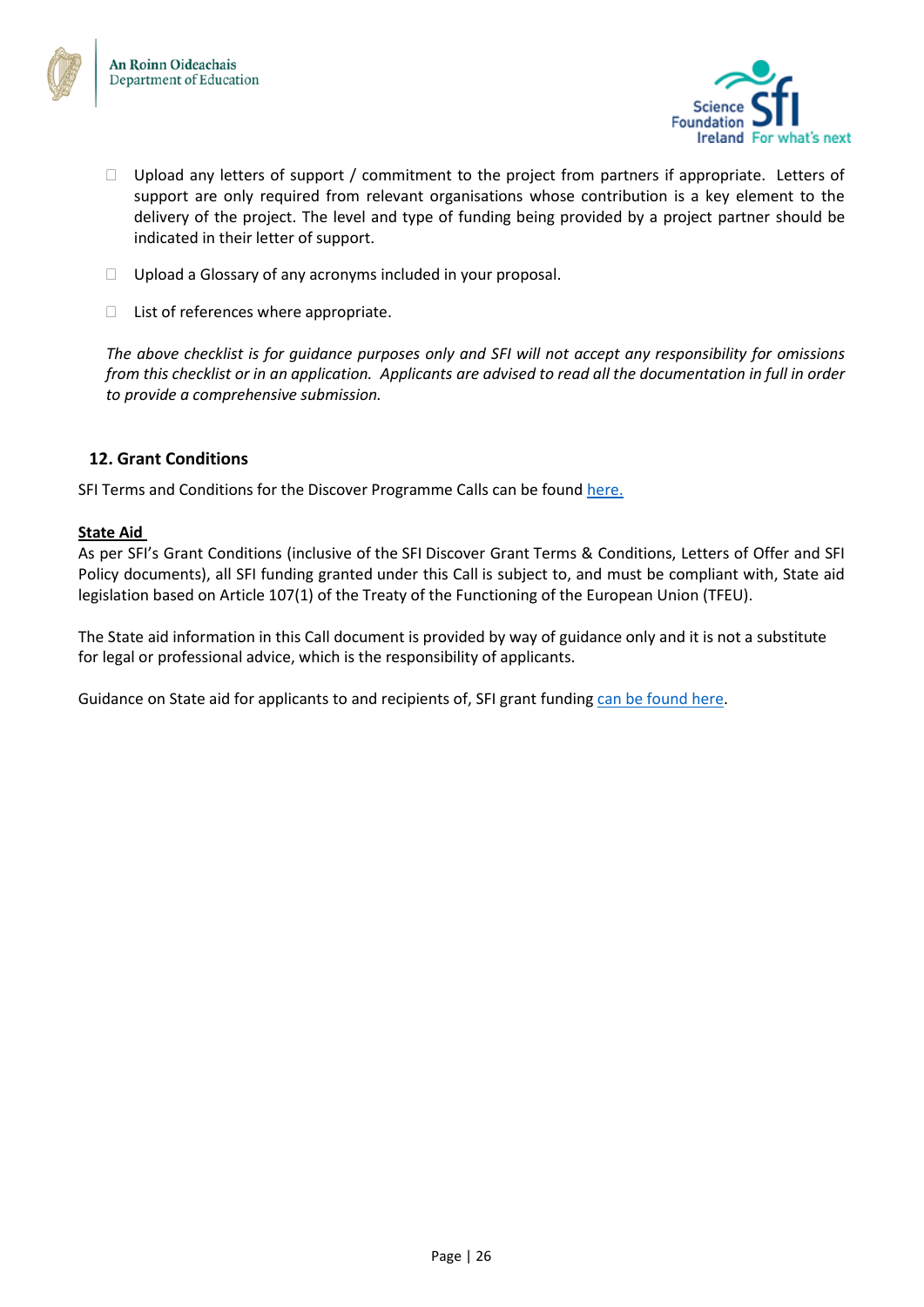- Upload any letters of support / commitment to the project from partners if appropriate. Letters of support are only required from relevant organisations whose contribution is a key element to the delivery of the project. The level and type of funding being provided by a project partner should be indicated in their letter of support.
- Upload a Glossary of any acronyms included in your proposal.
- List of references where appropriate.

*The above checklist is for guidance purposes only and SFI will not accept any responsibility for omissions from this checklist or in an application. Applicants are advised to read all the documentation in full in order to provide a comprehensive submission.*

## 12. Grant Conditions

SFI Terms and Conditions for the Discover Programme Calls can be found here.

**State Aid**

As per SFI's Grant Conditions (inclusive of the SFI Discover Grant Terms & Conditions, Letters of Offer and SFI Policy documents), all SFI funding granted under this Call is subject to, and must be compliant with, State aid legislation based on Article 107(1) of the Treaty of the Functioning of the European Union (TFEU).

The State aid information in this Call document is provided by way of guidance only and it is not a substitute for legal or professional advice, which is the responsibility of applicants.

Guidance on State aid for applicants to and recipients of, SFI grant funding can be found here.